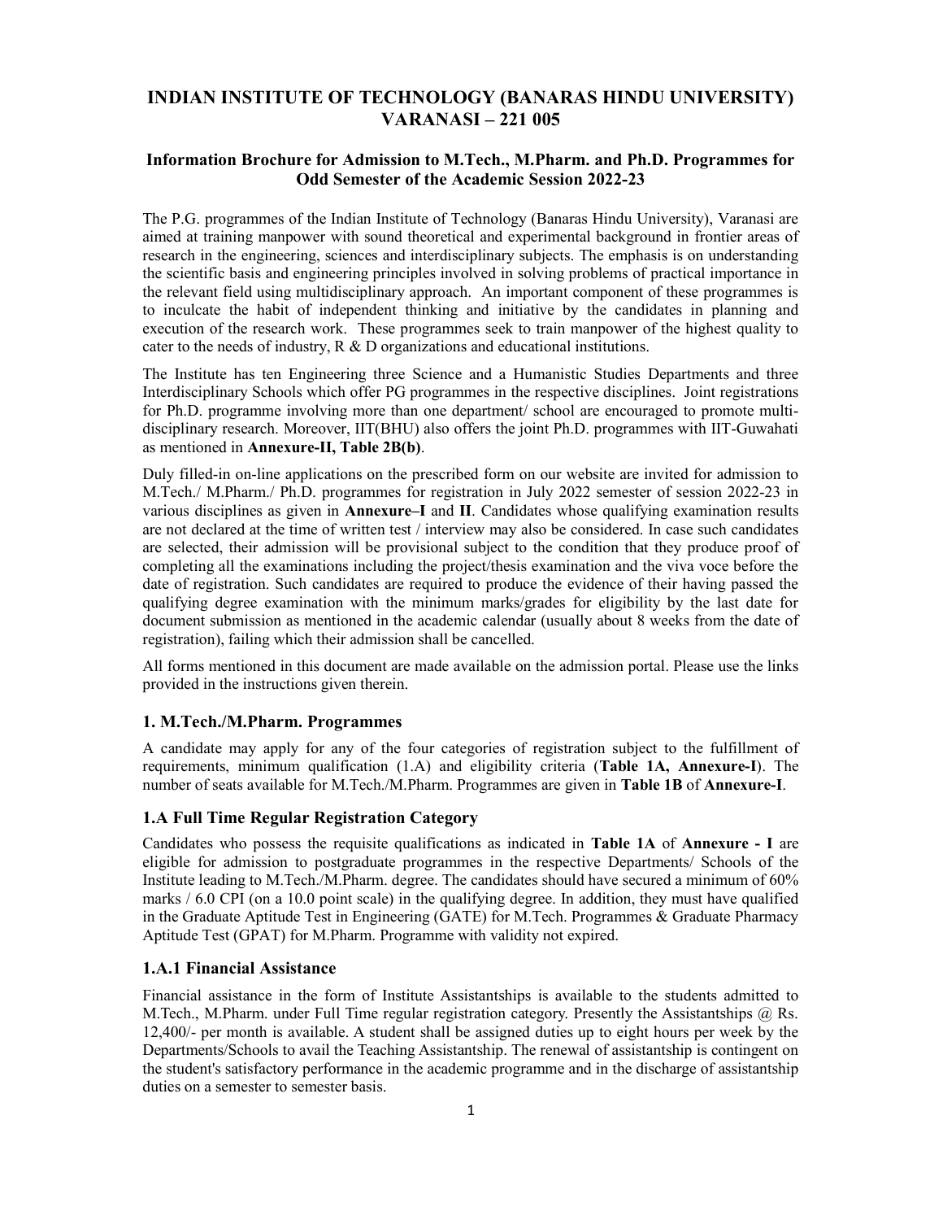# INDIAN INSTITUTE OF TECHNOLOGY (BANARAS HINDU UNIVERSITY) VARANASI – 221 005

## Information Brochure for Admission to M.Tech., M.Pharm. and Ph.D. Programmes for Odd Semester of the Academic Session 2022-23

The P.G. programmes of the Indian Institute of Technology (Banaras Hindu University), Varanasi are aimed at training manpower with sound theoretical and experimental background in frontier areas of research in the engineering, sciences and interdisciplinary subjects. The emphasis is on understanding the scientific basis and engineering principles involved in solving problems of practical importance in the relevant field using multidisciplinary approach. An important component of these programmes is to inculcate the habit of independent thinking and initiative by the candidates in planning and execution of the research work. These programmes seek to train manpower of the highest quality to cater to the needs of industry, R & D organizations and educational institutions.

The Institute has ten Engineering three Science and a Humanistic Studies Departments and three Interdisciplinary Schools which offer PG programmes in the respective disciplines. Joint registrations for Ph.D. programme involving more than one department/ school are encouraged to promote multi-disciplinary research. Moreover, IIT(BHU) also offers the joint Ph.D. programmes with IIT-Guwahati as mentioned in **Annexure-II, Table 2B(b)**.

Duly filled-in on-line applications on the prescribed form on our website are invited for admission to M.Tech./ M.Pharm./ Ph.D. programmes for registration in July 2022 semester of session 2022-23 in various disciplines as given in **Annexure–I** and **II**. Candidates whose qualifying examination results are not declared at the time of written test / interview may also be considered. In case such candidates are selected, their admission will be provisional subject to the condition that they produce proof of completing all the examinations including the project/thesis examination and the viva voce before the date of registration. Such candidates are required to produce the evidence of their having passed the qualifying degree examination with the minimum marks/grades for eligibility by the last date for document submission as mentioned in the academic calendar (usually about 8 weeks from the date of registration), failing which their admission shall be cancelled.

All forms mentioned in this document are made available on the admission portal. Please use the links provided in the instructions given therein.

### 1. M.Tech./M.Pharm. Programmes

A candidate may apply for any of the four categories of registration subject to the fulfillment of requirements, minimum qualification (1.A) and eligibility criteria (**Table 1A, Annexure-I**). The number of seats available for M.Tech./M.Pharm. Programmes are given in **Table 1B** of **Annexure-I**.

### 1.A Full Time Regular Registration Category

Candidates who possess the requisite qualifications as indicated in **Table 1A** of **Annexure - I** are eligible for admission to postgraduate programmes in the respective Departments/ Schools of the Institute leading to M.Tech./M.Pharm. degree. The candidates should have secured a minimum of 60% marks / 6.0 CPI (on a 10.0 point scale) in the qualifying degree. In addition, they must have qualified in the Graduate Aptitude Test in Engineering (GATE) for M.Tech. Programmes & Graduate Pharmacy Aptitude Test (GPAT) for M.Pharm. Programme with validity not expired.

### 1.A.1 Financial Assistance

Financial assistance in the form of Institute Assistantships is available to the students admitted to M.Tech., M.Pharm. under Full Time regular registration category. Presently the Assistantships @ Rs. 12,400/- per month is available. A student shall be assigned duties up to eight hours per week by the Departments/Schools to avail the Teaching Assistantship. The renewal of assistantship is contingent on the student's satisfactory performance in the academic programme and in the discharge of assistantship duties on a semester to semester basis.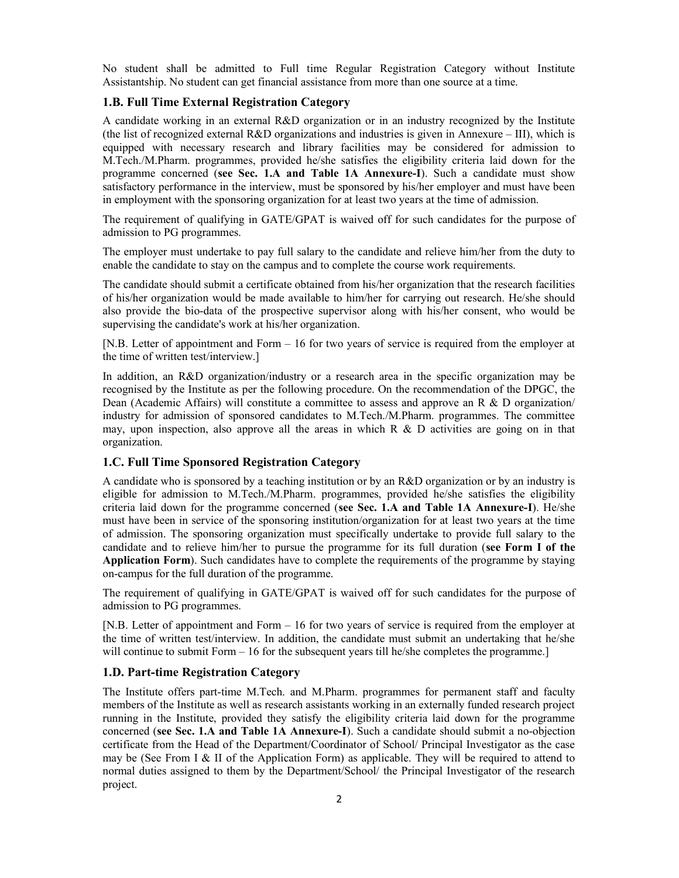No student shall be admitted to Full time Regular Registration Category without Institute Assistantship. No student can get financial assistance from more than one source at a time.

### 1.B. Full Time External Registration Category

A candidate working in an external R&D organization or in an industry recognized by the Institute (the list of recognized external R&D organizations and industries is given in Annexure – III), which is equipped with necessary research and library facilities may be considered for admission to M.Tech./M.Pharm. programmes, provided he/she satisfies the eligibility criteria laid down for the programme concerned (**see Sec. 1.A and Table 1A Annexure-I**). Such a candidate must show satisfactory performance in the interview, must be sponsored by his/her employer and must have been in employment with the sponsoring organization for at least two years at the time of admission.

The requirement of qualifying in GATE/GPAT is waived off for such candidates for the purpose of admission to PG programmes.

The employer must undertake to pay full salary to the candidate and relieve him/her from the duty to enable the candidate to stay on the campus and to complete the course work requirements.

The candidate should submit a certificate obtained from his/her organization that the research facilities of his/her organization would be made available to him/her for carrying out research. He/she should also provide the bio-data of the prospective supervisor along with his/her consent, who would be supervising the candidate's work at his/her organization.

[N.B. Letter of appointment and Form – 16 for two years of service is required from the employer at the time of written test/interview.]

In addition, an R&D organization/industry or a research area in the specific organization may be recognised by the Institute as per the following procedure. On the recommendation of the DPGC, the Dean (Academic Affairs) will constitute a committee to assess and approve an R & D organization/ industry for admission of sponsored candidates to M.Tech./M.Pharm. programmes. The committee may, upon inspection, also approve all the areas in which R & D activities are going on in that organization.

### 1.C. Full Time Sponsored Registration Category

A candidate who is sponsored by a teaching institution or by an R&D organization or by an industry is eligible for admission to M.Tech./M.Pharm. programmes, provided he/she satisfies the eligibility criteria laid down for the programme concerned (**see Sec. 1.A and Table 1A Annexure-I**). He/she must have been in service of the sponsoring institution/organization for at least two years at the time of admission. The sponsoring organization must specifically undertake to provide full salary to the candidate and to relieve him/her to pursue the programme for its full duration (**see Form I of the Application Form**). Such candidates have to complete the requirements of the programme by staying on-campus for the full duration of the programme.

The requirement of qualifying in GATE/GPAT is waived off for such candidates for the purpose of admission to PG programmes.

[N.B. Letter of appointment and Form – 16 for two years of service is required from the employer at the time of written test/interview. In addition, the candidate must submit an undertaking that he/she will continue to submit Form – 16 for the subsequent years till he/she completes the programme.]

### 1.D. Part-time Registration Category

The Institute offers part-time M.Tech. and M.Pharm. programmes for permanent staff and faculty members of the Institute as well as research assistants working in an externally funded research project running in the Institute, provided they satisfy the eligibility criteria laid down for the programme concerned (**see Sec. 1.A and Table 1A Annexure-I**). Such a candidate should submit a no-objection certificate from the Head of the Department/Coordinator of School/ Principal Investigator as the case may be (See From I & II of the Application Form) as applicable. They will be required to attend to normal duties assigned to them by the Department/School/ the Principal Investigator of the research project.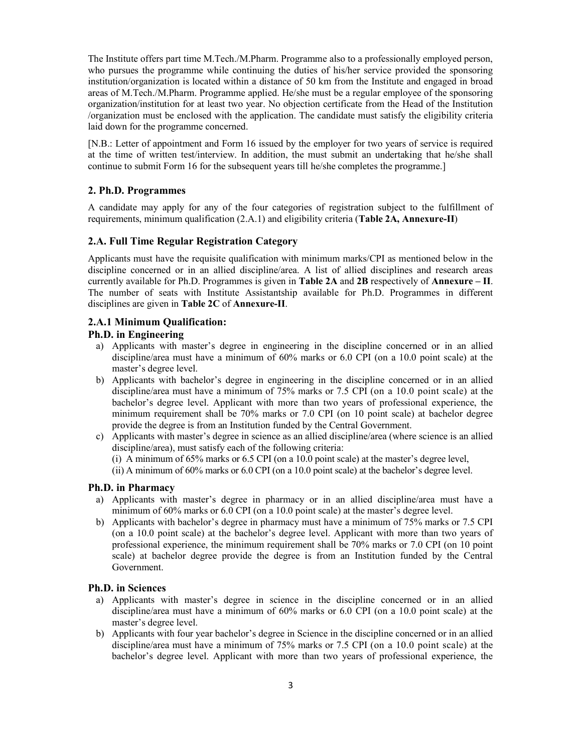The Institute offers part time M.Tech./M.Pharm. Programme also to a professionally employed person, who pursues the programme while continuing the duties of his/her service provided the sponsoring institution/organization is located within a distance of 50 km from the Institute and engaged in broad areas of M.Tech./M.Pharm. Programme applied. He/she must be a regular employee of the sponsoring organization/institution for at least two year. No objection certificate from the Head of the Institution /organization must be enclosed with the application. The candidate must satisfy the eligibility criteria laid down for the programme concerned.

[N.B.: Letter of appointment and Form 16 issued by the employer for two years of service is required at the time of written test/interview. In addition, the must submit an undertaking that he/she shall continue to submit Form 16 for the subsequent years till he/she completes the programme.]

## 2. Ph.D. Programmes

A candidate may apply for any of the four categories of registration subject to the fulfillment of requirements, minimum qualification (2.A.1) and eligibility criteria (**Table 2A, Annexure-II**)

## 2.A. Full Time Regular Registration Category

Applicants must have the requisite qualification with minimum marks/CPI as mentioned below in the discipline concerned or in an allied discipline/area. A list of allied disciplines and research areas currently available for Ph.D. Programmes is given in **Table 2A** and **2B** respectively of **Annexure – II**. The number of seats with Institute Assistantship available for Ph.D. Programmes in different disciplines are given in **Table 2C** of **Annexure-II**.

### 2.A.1 Minimum Qualification:

#### Ph.D. in Engineering

a) Applicants with master's degree in engineering in the discipline concerned or in an allied discipline/area must have a minimum of 60% marks or 6.0 CPI (on a 10.0 point scale) at the master's degree level.
b) Applicants with bachelor's degree in engineering in the discipline concerned or in an allied discipline/area must have a minimum of 75% marks or 7.5 CPI (on a 10.0 point scale) at the bachelor's degree level. Applicant with more than two years of professional experience, the minimum requirement shall be 70% marks or 7.0 CPI (on 10 point scale) at bachelor degree provide the degree is from an Institution funded by the Central Government.
c) Applicants with master's degree in science as an allied discipline/area (where science is an allied discipline/area), must satisfy each of the following criteria:
   (i) A minimum of 65% marks or 6.5 CPI (on a 10.0 point scale) at the master's degree level,
   (ii) A minimum of 60% marks or 6.0 CPI (on a 10.0 point scale) at the bachelor's degree level.

#### Ph.D. in Pharmacy

a) Applicants with master's degree in pharmacy or in an allied discipline/area must have a minimum of 60% marks or 6.0 CPI (on a 10.0 point scale) at the master's degree level.
b) Applicants with bachelor's degree in pharmacy must have a minimum of 75% marks or 7.5 CPI (on a 10.0 point scale) at the bachelor's degree level. Applicant with more than two years of professional experience, the minimum requirement shall be 70% marks or 7.0 CPI (on 10 point scale) at bachelor degree provide the degree is from an Institution funded by the Central Government.

#### Ph.D. in Sciences

a) Applicants with master's degree in science in the discipline concerned or in an allied discipline/area must have a minimum of 60% marks or 6.0 CPI (on a 10.0 point scale) at the master's degree level.
b) Applicants with four year bachelor's degree in Science in the discipline concerned or in an allied discipline/area must have a minimum of 75% marks or 7.5 CPI (on a 10.0 point scale) at the bachelor's degree level. Applicant with more than two years of professional experience, the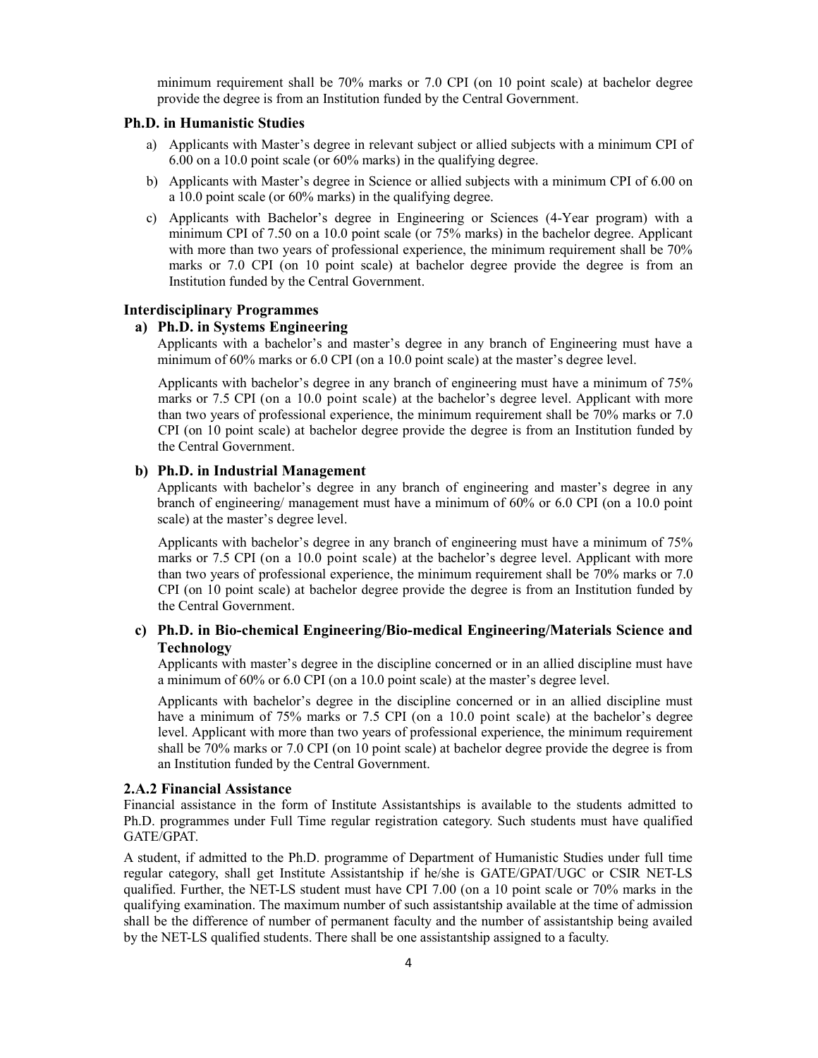minimum requirement shall be 70% marks or 7.0 CPI (on 10 point scale) at bachelor degree provide the degree is from an Institution funded by the Central Government.

### Ph.D. in Humanistic Studies

a) Applicants with Master's degree in relevant subject or allied subjects with a minimum CPI of 6.00 on a 10.0 point scale (or 60% marks) in the qualifying degree.

b) Applicants with Master's degree in Science or allied subjects with a minimum CPI of 6.00 on a 10.0 point scale (or 60% marks) in the qualifying degree.

c) Applicants with Bachelor's degree in Engineering or Sciences (4-Year program) with a minimum CPI of 7.50 on a 10.0 point scale (or 75% marks) in the bachelor degree. Applicant with more than two years of professional experience, the minimum requirement shall be 70% marks or 7.0 CPI (on 10 point scale) at bachelor degree provide the degree is from an Institution funded by the Central Government.

### Interdisciplinary Programmes

**a) Ph.D. in Systems Engineering**

Applicants with a bachelor's and master's degree in any branch of Engineering must have a minimum of 60% marks or 6.0 CPI (on a 10.0 point scale) at the master's degree level.

Applicants with bachelor's degree in any branch of engineering must have a minimum of 75% marks or 7.5 CPI (on a 10.0 point scale) at the bachelor's degree level. Applicant with more than two years of professional experience, the minimum requirement shall be 70% marks or 7.0 CPI (on 10 point scale) at bachelor degree provide the degree is from an Institution funded by the Central Government.

**b) Ph.D. in Industrial Management**

Applicants with bachelor's degree in any branch of engineering and master's degree in any branch of engineering/ management must have a minimum of 60% or 6.0 CPI (on a 10.0 point scale) at the master's degree level.

Applicants with bachelor's degree in any branch of engineering must have a minimum of 75% marks or 7.5 CPI (on a 10.0 point scale) at the bachelor's degree level. Applicant with more than two years of professional experience, the minimum requirement shall be 70% marks or 7.0 CPI (on 10 point scale) at bachelor degree provide the degree is from an Institution funded by the Central Government.

**c) Ph.D. in Bio-chemical Engineering/Bio-medical Engineering/Materials Science and Technology**

Applicants with master's degree in the discipline concerned or in an allied discipline must have a minimum of 60% or 6.0 CPI (on a 10.0 point scale) at the master's degree level.

Applicants with bachelor's degree in the discipline concerned or in an allied discipline must have a minimum of 75% marks or 7.5 CPI (on a 10.0 point scale) at the bachelor's degree level. Applicant with more than two years of professional experience, the minimum requirement shall be 70% marks or 7.0 CPI (on 10 point scale) at bachelor degree provide the degree is from an Institution funded by the Central Government.

### 2.A.2 Financial Assistance

Financial assistance in the form of Institute Assistantships is available to the students admitted to Ph.D. programmes under Full Time regular registration category. Such students must have qualified GATE/GPAT.

A student, if admitted to the Ph.D. programme of Department of Humanistic Studies under full time regular category, shall get Institute Assistantship if he/she is GATE/GPAT/UGC or CSIR NET-LS qualified. Further, the NET-LS student must have CPI 7.00 (on a 10 point scale or 70% marks in the qualifying examination. The maximum number of such assistantship available at the time of admission shall be the difference of number of permanent faculty and the number of assistantship being availed by the NET-LS qualified students. There shall be one assistantship assigned to a faculty.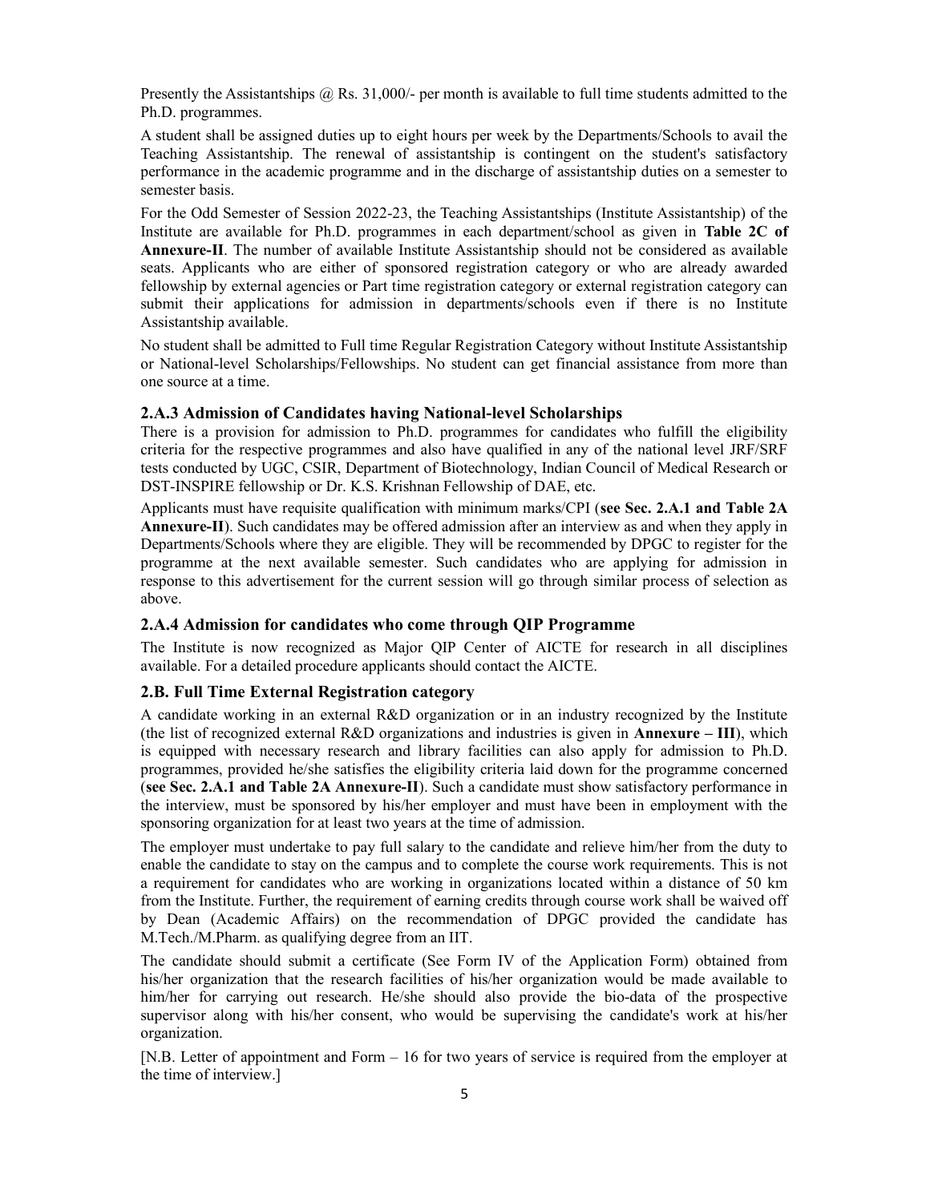Presently the Assistantships @ Rs. 31,000/- per month is available to full time students admitted to the Ph.D. programmes.

A student shall be assigned duties up to eight hours per week by the Departments/Schools to avail the Teaching Assistantship. The renewal of assistantship is contingent on the student's satisfactory performance in the academic programme and in the discharge of assistantship duties on a semester to semester basis.

For the Odd Semester of Session 2022-23, the Teaching Assistantships (Institute Assistantship) of the Institute are available for Ph.D. programmes in each department/school as given in **Table 2C of Annexure-II**. The number of available Institute Assistantship should not be considered as available seats. Applicants who are either of sponsored registration category or who are already awarded fellowship by external agencies or Part time registration category or external registration category can submit their applications for admission in departments/schools even if there is no Institute Assistantship available.

No student shall be admitted to Full time Regular Registration Category without Institute Assistantship or National-level Scholarships/Fellowships. No student can get financial assistance from more than one source at a time.

### 2.A.3 Admission of Candidates having National-level Scholarships

There is a provision for admission to Ph.D. programmes for candidates who fulfill the eligibility criteria for the respective programmes and also have qualified in any of the national level JRF/SRF tests conducted by UGC, CSIR, Department of Biotechnology, Indian Council of Medical Research or DST-INSPIRE fellowship or Dr. K.S. Krishnan Fellowship of DAE, etc.

Applicants must have requisite qualification with minimum marks/CPI (**see Sec. 2.A.1 and Table 2A Annexure-II**). Such candidates may be offered admission after an interview as and when they apply in Departments/Schools where they are eligible. They will be recommended by DPGC to register for the programme at the next available semester. Such candidates who are applying for admission in response to this advertisement for the current session will go through similar process of selection as above.

### 2.A.4 Admission for candidates who come through QIP Programme

The Institute is now recognized as Major QIP Center of AICTE for research in all disciplines available. For a detailed procedure applicants should contact the AICTE.

### 2.B. Full Time External Registration category

A candidate working in an external R&D organization or in an industry recognized by the Institute (the list of recognized external R&D organizations and industries is given in **Annexure – III**), which is equipped with necessary research and library facilities can also apply for admission to Ph.D. programmes, provided he/she satisfies the eligibility criteria laid down for the programme concerned (**see Sec. 2.A.1 and Table 2A Annexure-II**). Such a candidate must show satisfactory performance in the interview, must be sponsored by his/her employer and must have been in employment with the sponsoring organization for at least two years at the time of admission.

The employer must undertake to pay full salary to the candidate and relieve him/her from the duty to enable the candidate to stay on the campus and to complete the course work requirements. This is not a requirement for candidates who are working in organizations located within a distance of 50 km from the Institute. Further, the requirement of earning credits through course work shall be waived off by Dean (Academic Affairs) on the recommendation of DPGC provided the candidate has M.Tech./M.Pharm. as qualifying degree from an IIT.

The candidate should submit a certificate (See Form IV of the Application Form) obtained from his/her organization that the research facilities of his/her organization would be made available to him/her for carrying out research. He/she should also provide the bio-data of the prospective supervisor along with his/her consent, who would be supervising the candidate's work at his/her organization.

[N.B. Letter of appointment and Form – 16 for two years of service is required from the employer at the time of interview.]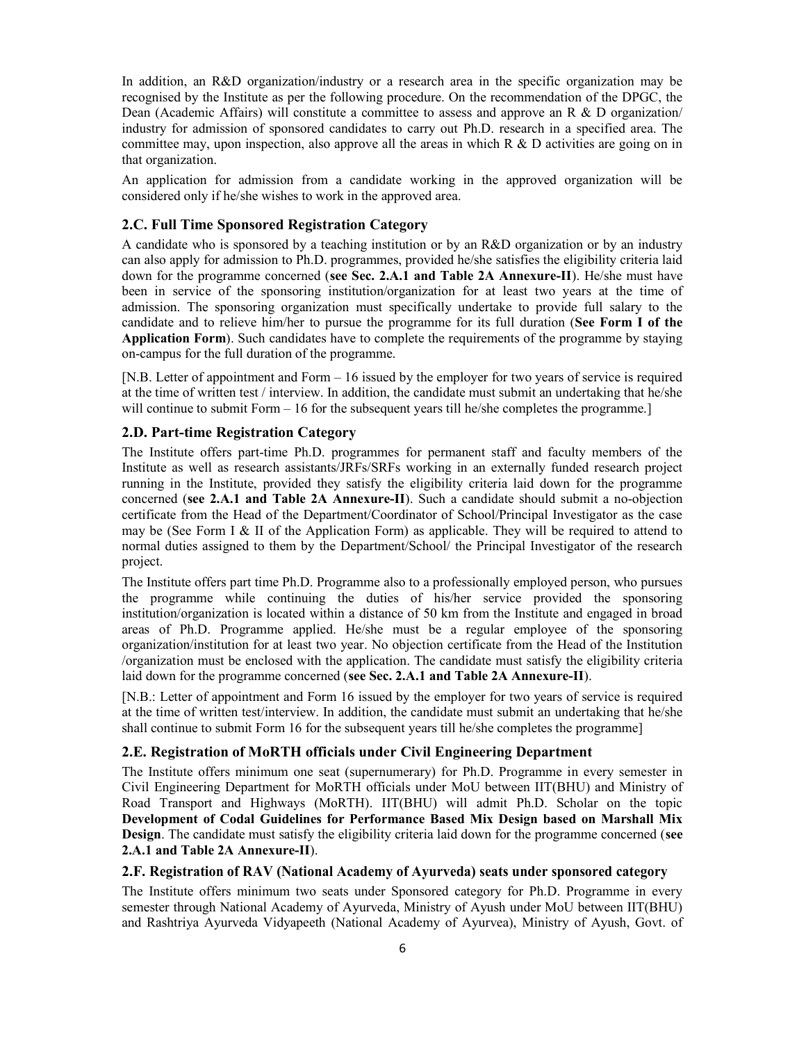In addition, an R&D organization/industry or a research area in the specific organization may be recognised by the Institute as per the following procedure. On the recommendation of the DPGC, the Dean (Academic Affairs) will constitute a committee to assess and approve an R & D organization/ industry for admission of sponsored candidates to carry out Ph.D. research in a specified area. The committee may, upon inspection, also approve all the areas in which R & D activities are going on in that organization.

An application for admission from a candidate working in the approved organization will be considered only if he/she wishes to work in the approved area.

### 2.C. Full Time Sponsored Registration Category

A candidate who is sponsored by a teaching institution or by an R&D organization or by an industry can also apply for admission to Ph.D. programmes, provided he/she satisfies the eligibility criteria laid down for the programme concerned (**see Sec. 2.A.1 and Table 2A Annexure-II**). He/she must have been in service of the sponsoring institution/organization for at least two years at the time of admission. The sponsoring organization must specifically undertake to provide full salary to the candidate and to relieve him/her to pursue the programme for its full duration (**See Form I of the Application Form**). Such candidates have to complete the requirements of the programme by staying on-campus for the full duration of the programme.

[N.B. Letter of appointment and Form – 16 issued by the employer for two years of service is required at the time of written test / interview. In addition, the candidate must submit an undertaking that he/she will continue to submit Form – 16 for the subsequent years till he/she completes the programme.]

### 2.D. Part-time Registration Category

The Institute offers part-time Ph.D. programmes for permanent staff and faculty members of the Institute as well as research assistants/JRFs/SRFs working in an externally funded research project running in the Institute, provided they satisfy the eligibility criteria laid down for the programme concerned (**see 2.A.1 and Table 2A Annexure-II**). Such a candidate should submit a no-objection certificate from the Head of the Department/Coordinator of School/Principal Investigator as the case may be (See Form I & II of the Application Form) as applicable. They will be required to attend to normal duties assigned to them by the Department/School/ the Principal Investigator of the research project.

The Institute offers part time Ph.D. Programme also to a professionally employed person, who pursues the programme while continuing the duties of his/her service provided the sponsoring institution/organization is located within a distance of 50 km from the Institute and engaged in broad areas of Ph.D. Programme applied. He/she must be a regular employee of the sponsoring organization/institution for at least two year. No objection certificate from the Head of the Institution /organization must be enclosed with the application. The candidate must satisfy the eligibility criteria laid down for the programme concerned (**see Sec. 2.A.1 and Table 2A Annexure-II**).

[N.B.: Letter of appointment and Form 16 issued by the employer for two years of service is required at the time of written test/interview. In addition, the candidate must submit an undertaking that he/she shall continue to submit Form 16 for the subsequent years till he/she completes the programme]

### 2.E. Registration of MoRTH officials under Civil Engineering Department

The Institute offers minimum one seat (supernumerary) for Ph.D. Programme in every semester in Civil Engineering Department for MoRTH officials under MoU between IIT(BHU) and Ministry of Road Transport and Highways (MoRTH). IIT(BHU) will admit Ph.D. Scholar on the topic **Development of Codal Guidelines for Performance Based Mix Design based on Marshall Mix Design**. The candidate must satisfy the eligibility criteria laid down for the programme concerned (**see 2.A.1 and Table 2A Annexure-II**).

### 2.F. Registration of RAV (National Academy of Ayurveda) seats under sponsored category

The Institute offers minimum two seats under Sponsored category for Ph.D. Programme in every semester through National Academy of Ayurveda, Ministry of Ayush under MoU between IIT(BHU) and Rashtriya Ayurveda Vidyapeeth (National Academy of Ayurvea), Ministry of Ayush, Govt. of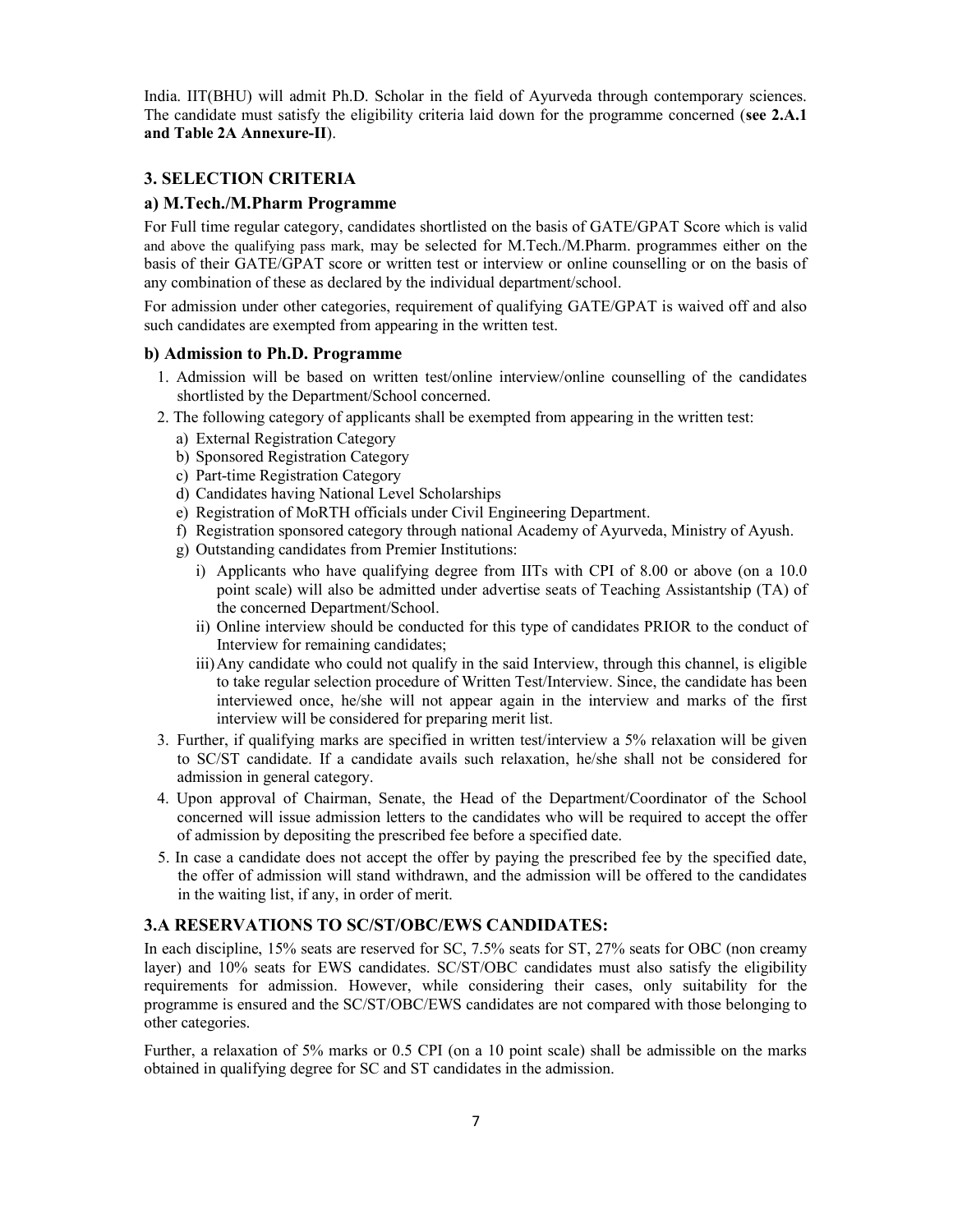India. IIT(BHU) will admit Ph.D. Scholar in the field of Ayurveda through contemporary sciences. The candidate must satisfy the eligibility criteria laid down for the programme concerned (**see 2.A.1 and Table 2A Annexure-II**).

## 3. SELECTION CRITERIA

### a) M.Tech./M.Pharm Programme

For Full time regular category, candidates shortlisted on the basis of GATE/GPAT Score which is valid and above the qualifying pass mark, may be selected for M.Tech./M.Pharm. programmes either on the basis of their GATE/GPAT score or written test or interview or online counselling or on the basis of any combination of these as declared by the individual department/school.

For admission under other categories, requirement of qualifying GATE/GPAT is waived off and also such candidates are exempted from appearing in the written test.

### b) Admission to Ph.D. Programme

1. Admission will be based on written test/online interview/online counselling of the candidates shortlisted by the Department/School concerned.
2. The following category of applicants shall be exempted from appearing in the written test:
   a) External Registration Category
   b) Sponsored Registration Category
   c) Part-time Registration Category
   d) Candidates having National Level Scholarships
   e) Registration of MoRTH officials under Civil Engineering Department.
   f) Registration sponsored category through national Academy of Ayurveda, Ministry of Ayush.
   g) Outstanding candidates from Premier Institutions:
      i) Applicants who have qualifying degree from IITs with CPI of 8.00 or above (on a 10.0 point scale) will also be admitted under advertise seats of Teaching Assistantship (TA) of the concerned Department/School.
      ii) Online interview should be conducted for this type of candidates PRIOR to the conduct of Interview for remaining candidates;
      iii) Any candidate who could not qualify in the said Interview, through this channel, is eligible to take regular selection procedure of Written Test/Interview. Since, the candidate has been interviewed once, he/she will not appear again in the interview and marks of the first interview will be considered for preparing merit list.
3. Further, if qualifying marks are specified in written test/interview a 5% relaxation will be given to SC/ST candidate. If a candidate avails such relaxation, he/she shall not be considered for admission in general category.
4. Upon approval of Chairman, Senate, the Head of the Department/Coordinator of the School concerned will issue admission letters to the candidates who will be required to accept the offer of admission by depositing the prescribed fee before a specified date.
5. In case a candidate does not accept the offer by paying the prescribed fee by the specified date, the offer of admission will stand withdrawn, and the admission will be offered to the candidates in the waiting list, if any, in order of merit.

## 3.A RESERVATIONS TO SC/ST/OBC/EWS CANDIDATES:

In each discipline, 15% seats are reserved for SC, 7.5% seats for ST, 27% seats for OBC (non creamy layer) and 10% seats for EWS candidates. SC/ST/OBC candidates must also satisfy the eligibility requirements for admission. However, while considering their cases, only suitability for the programme is ensured and the SC/ST/OBC/EWS candidates are not compared with those belonging to other categories.

Further, a relaxation of 5% marks or 0.5 CPI (on a 10 point scale) shall be admissible on the marks obtained in qualifying degree for SC and ST candidates in the admission.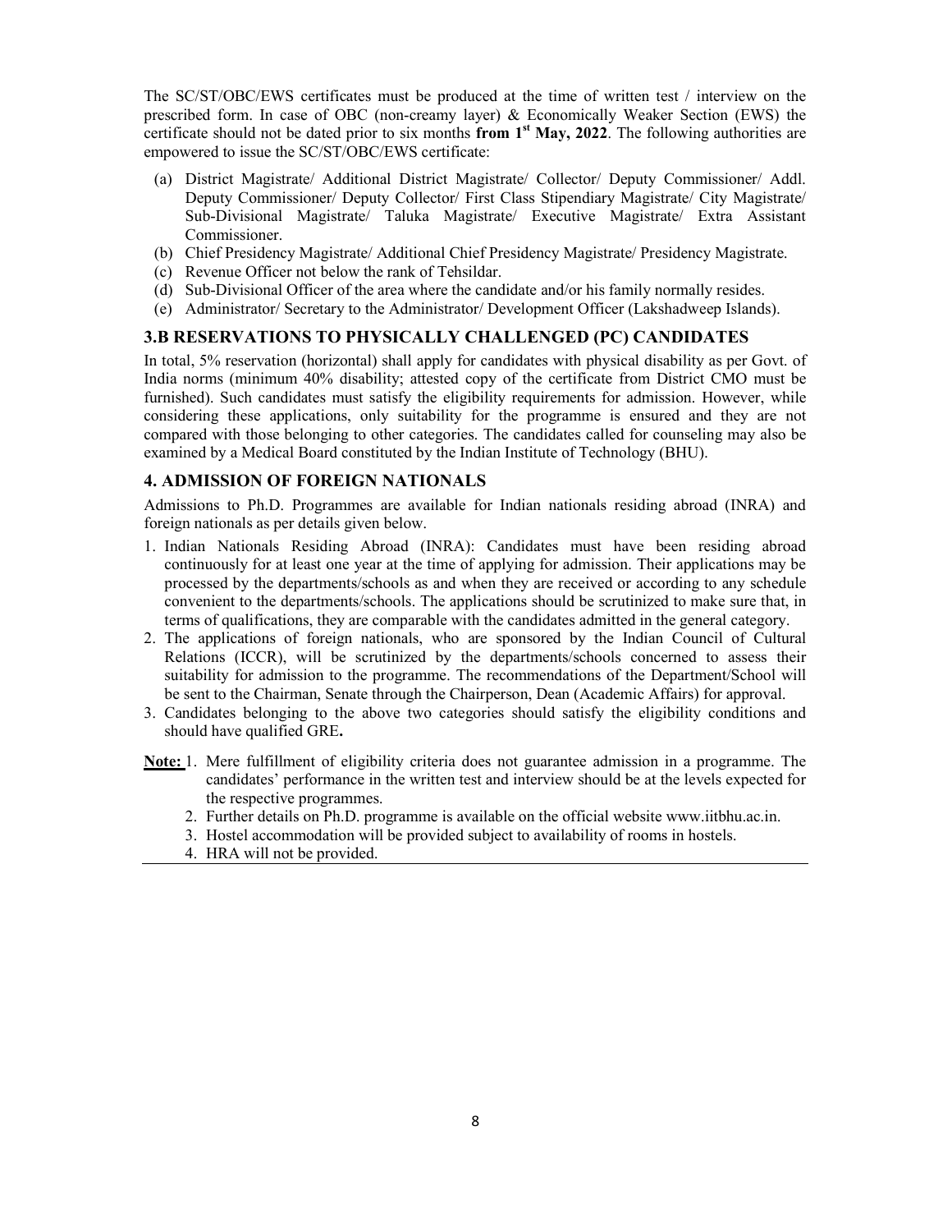The SC/ST/OBC/EWS certificates must be produced at the time of written test / interview on the prescribed form. In case of OBC (non-creamy layer) & Economically Weaker Section (EWS) the certificate should not be dated prior to six months **from 1st May, 2022**. The following authorities are empowered to issue the SC/ST/OBC/EWS certificate:

(a) District Magistrate/ Additional District Magistrate/ Collector/ Deputy Commissioner/ Addl. Deputy Commissioner/ Deputy Collector/ First Class Stipendiary Magistrate/ City Magistrate/ Sub-Divisional Magistrate/ Taluka Magistrate/ Executive Magistrate/ Extra Assistant Commissioner.
(b) Chief Presidency Magistrate/ Additional Chief Presidency Magistrate/ Presidency Magistrate.
(c) Revenue Officer not below the rank of Tehsildar.
(d) Sub-Divisional Officer of the area where the candidate and/or his family normally resides.
(e) Administrator/ Secretary to the Administrator/ Development Officer (Lakshadweep Islands).

## 3.B RESERVATIONS TO PHYSICALLY CHALLENGED (PC) CANDIDATES

In total, 5% reservation (horizontal) shall apply for candidates with physical disability as per Govt. of India norms (minimum 40% disability; attested copy of the certificate from District CMO must be furnished). Such candidates must satisfy the eligibility requirements for admission. However, while considering these applications, only suitability for the programme is ensured and they are not compared with those belonging to other categories. The candidates called for counseling may also be examined by a Medical Board constituted by the Indian Institute of Technology (BHU).

## 4. ADMISSION OF FOREIGN NATIONALS

Admissions to Ph.D. Programmes are available for Indian nationals residing abroad (INRA) and foreign nationals as per details given below.

1. Indian Nationals Residing Abroad (INRA): Candidates must have been residing abroad continuously for at least one year at the time of applying for admission. Their applications may be processed by the departments/schools as and when they are received or according to any schedule convenient to the departments/schools. The applications should be scrutinized to make sure that, in terms of qualifications, they are comparable with the candidates admitted in the general category.
2. The applications of foreign nationals, who are sponsored by the Indian Council of Cultural Relations (ICCR), will be scrutinized by the departments/schools concerned to assess their suitability for admission to the programme. The recommendations of the Department/School will be sent to the Chairman, Senate through the Chairperson, Dean (Academic Affairs) for approval.
3. Candidates belonging to the above two categories should satisfy the eligibility conditions and should have qualified GRE**.**

**Note:**
1. Mere fulfillment of eligibility criteria does not guarantee admission in a programme. The candidates' performance in the written test and interview should be at the levels expected for the respective programmes.
2. Further details on Ph.D. programme is available on the official website www.iitbhu.ac.in.
3. Hostel accommodation will be provided subject to availability of rooms in hostels.
4. HRA will not be provided.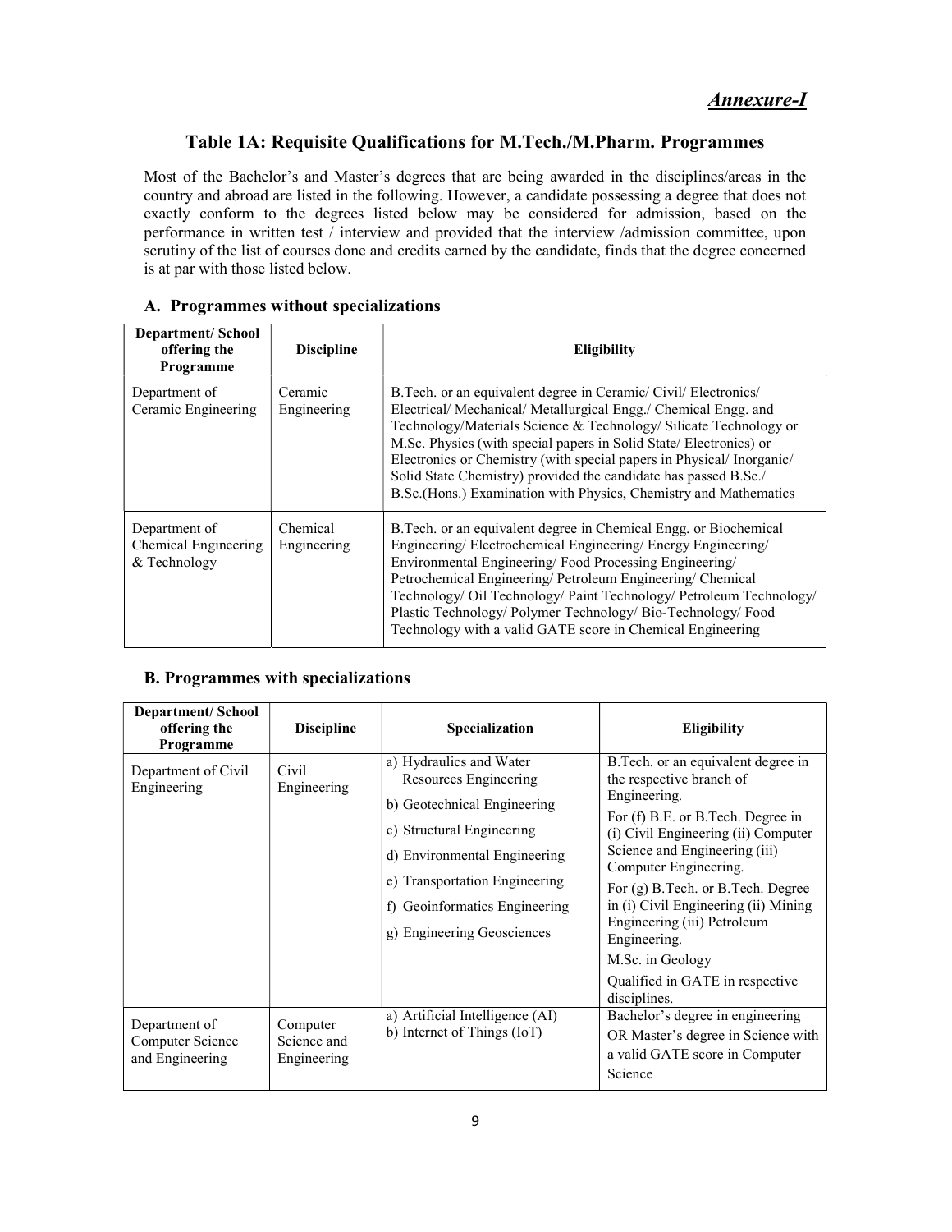*Annexure-I*

## Table 1A: Requisite Qualifications for M.Tech./M.Pharm. Programmes

Most of the Bachelor's and Master's degrees that are being awarded in the disciplines/areas in the country and abroad are listed in the following. However, a candidate possessing a degree that does not exactly conform to the degrees listed below may be considered for admission, based on the performance in written test / interview and provided that the interview /admission committee, upon scrutiny of the list of courses done and credits earned by the candidate, finds that the degree concerned is at par with those listed below.

### A. Programmes without specializations

| Department/ School offering the Programme | Discipline | Eligibility |
|---|---|---|
| Department of Ceramic Engineering | Ceramic Engineering | B.Tech. or an equivalent degree in Ceramic/ Civil/ Electronics/ Electrical/ Mechanical/ Metallurgical Engg./ Chemical Engg. and Technology/Materials Science & Technology/ Silicate Technology or M.Sc. Physics (with special papers in Solid State/ Electronics) or Electronics or Chemistry (with special papers in Physical/ Inorganic/ Solid State Chemistry) provided the candidate has passed B.Sc./ B.Sc.(Hons.) Examination with Physics, Chemistry and Mathematics |
| Department of Chemical Engineering & Technology | Chemical Engineering | B.Tech. or an equivalent degree in Chemical Engg. or Biochemical Engineering/ Electrochemical Engineering/ Energy Engineering/ Environmental Engineering/ Food Processing Engineering/ Petrochemical Engineering/ Petroleum Engineering/ Chemical Technology/ Oil Technology/ Paint Technology/ Petroleum Technology/ Plastic Technology/ Polymer Technology/ Bio-Technology/ Food Technology with a valid GATE score in Chemical Engineering |

### B. Programmes with specializations

| Department/ School offering the Programme | Discipline | Specialization | Eligibility |
|---|---|---|---|
| Department of Civil Engineering | Civil Engineering | a) Hydraulics and Water Resources Engineering<br>b) Geotechnical Engineering<br>c) Structural Engineering<br>d) Environmental Engineering<br>e) Transportation Engineering<br>f) Geoinformatics Engineering<br>g) Engineering Geosciences | B.Tech. or an equivalent degree in the respective branch of Engineering.<br>For (f) B.E. or B.Tech. Degree in (i) Civil Engineering (ii) Computer Science and Engineering (iii) Computer Engineering.<br>For (g) B.Tech. or B.Tech. Degree in (i) Civil Engineering (ii) Mining Engineering (iii) Petroleum Engineering.<br>M.Sc. in Geology<br>Qualified in GATE in respective disciplines. |
| Department of Computer Science and Engineering | Computer Science and Engineering | a) Artificial Intelligence (AI)<br>b) Internet of Things (IoT) | Bachelor's degree in engineering OR Master's degree in Science with a valid GATE score in Computer Science |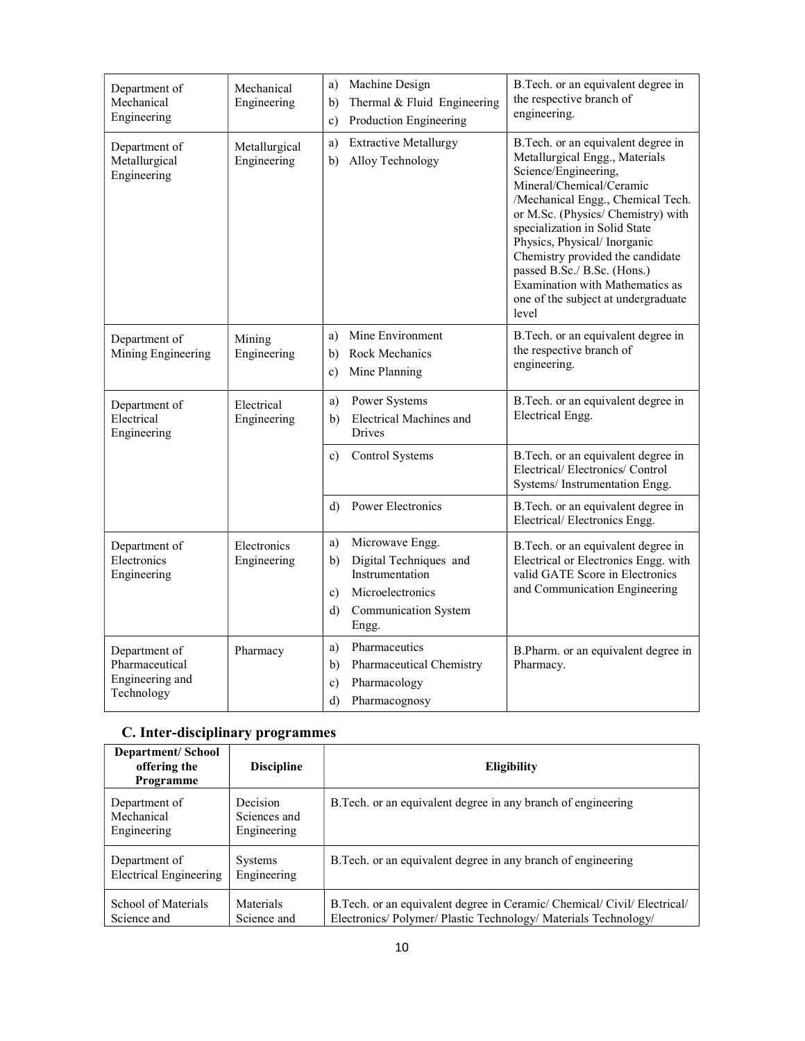| Department of Mechanical Engineering | Mechanical Engineering | a) Machine Design<br>b) Thermal & Fluid Engineering<br>c) Production Engineering | B.Tech. or an equivalent degree in the respective branch of engineering. |
|---|---|---|---|
| Department of Metallurgical Engineering | Metallurgical Engineering | a) Extractive Metallurgy<br>b) Alloy Technology | B.Tech. or an equivalent degree in Metallurgical Engg., Materials Science/Engineering, Mineral/Chemical/Ceramic /Mechanical Engg., Chemical Tech. or M.Sc. (Physics/ Chemistry) with specialization in Solid State Physics, Physical/ Inorganic Chemistry provided the candidate passed B.Sc./ B.Sc. (Hons.) Examination with Mathematics as one of the subject at undergraduate level |
| Department of Mining Engineering | Mining Engineering | a) Mine Environment<br>b) Rock Mechanics<br>c) Mine Planning | B.Tech. or an equivalent degree in the respective branch of engineering. |
| Department of Electrical Engineering | Electrical Engineering | a) Power Systems<br>b) Electrical Machines and Drives | B.Tech. or an equivalent degree in Electrical Engg. |
| | | c) Control Systems | B.Tech. or an equivalent degree in Electrical/ Electronics/ Control Systems/ Instrumentation Engg. |
| | | d) Power Electronics | B.Tech. or an equivalent degree in Electrical/ Electronics Engg. |
| Department of Electronics Engineering | Electronics Engineering | a) Microwave Engg.<br>b) Digital Techniques and Instrumentation<br>c) Microelectronics<br>d) Communication System Engg. | B.Tech. or an equivalent degree in Electrical or Electronics Engg. with valid GATE Score in Electronics and Communication Engineering |
| Department of Pharmaceutical Engineering and Technology | Pharmacy | a) Pharmaceutics<br>b) Pharmaceutical Chemistry<br>c) Pharmacology<br>d) Pharmacognosy | B.Pharm. or an equivalent degree in Pharmacy. |

## C. Inter-disciplinary programmes

| Department/ School offering the Programme | Discipline | Eligibility |
|---|---|---|
| Department of Mechanical Engineering | Decision Sciences and Engineering | B.Tech. or an equivalent degree in any branch of engineering |
| Department of Electrical Engineering | Systems Engineering | B.Tech. or an equivalent degree in any branch of engineering |
| School of Materials Science and | Materials Science and | B.Tech. or an equivalent degree in Ceramic/ Chemical/ Civil/ Electrical/ Electronics/ Polymer/ Plastic Technology/ Materials Technology/ |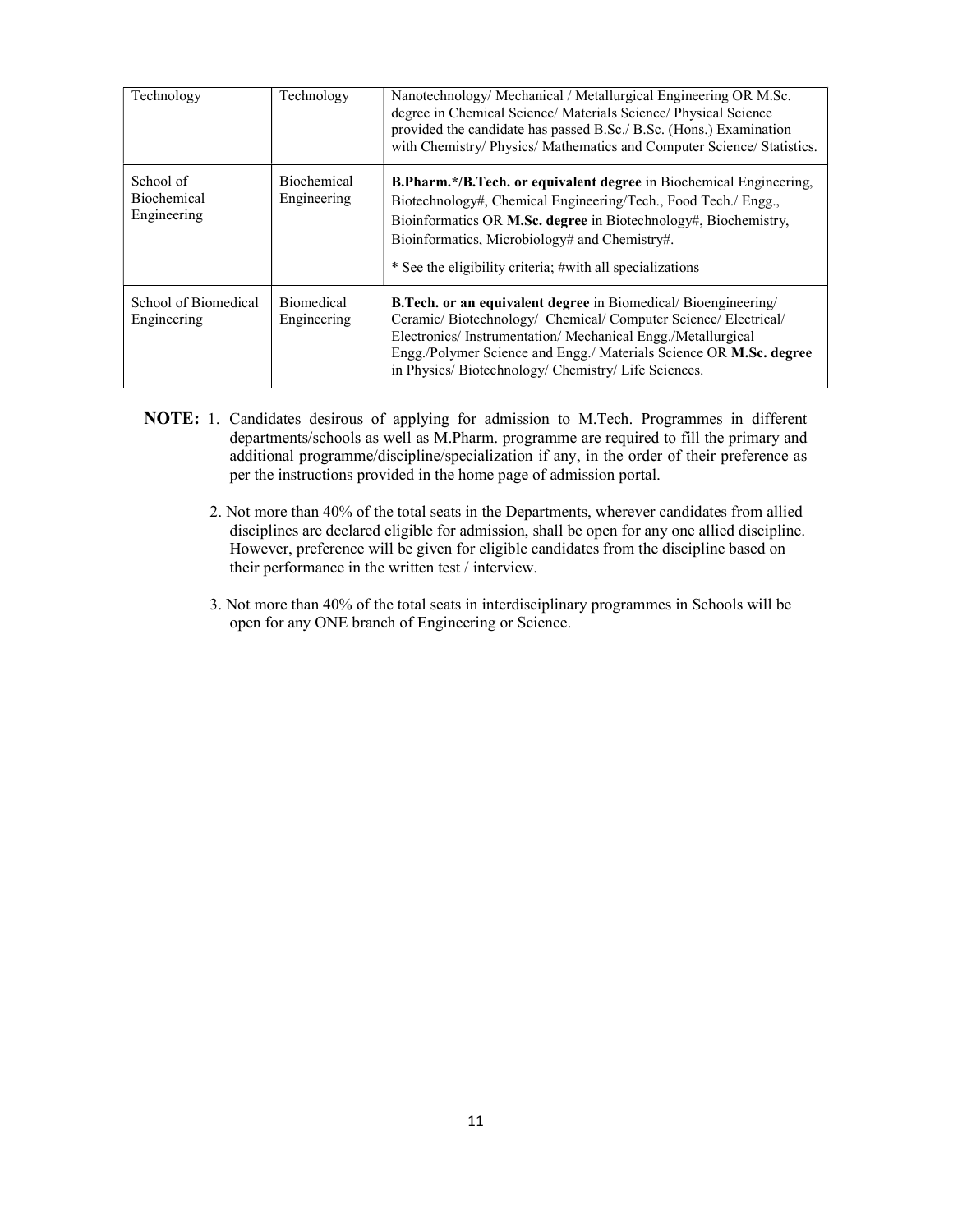| | | |
|---|---|---|
| Technology | Technology | Nanotechnology/ Mechanical / Metallurgical Engineering OR M.Sc. degree in Chemical Science/ Materials Science/ Physical Science provided the candidate has passed B.Sc./ B.Sc. (Hons.) Examination with Chemistry/ Physics/ Mathematics and Computer Science/ Statistics. |
| School of Biochemical Engineering | Biochemical Engineering | **B.Pharm.*/B.Tech. or equivalent degree** in Biochemical Engineering, Biotechnology#, Chemical Engineering/Tech., Food Tech./ Engg., Bioinformatics OR **M.Sc. degree** in Biotechnology#, Biochemistry, Bioinformatics, Microbiology# and Chemistry#. <br><br> * See the eligibility criteria; #with all specializations |
| School of Biomedical Engineering | Biomedical Engineering | **B.Tech. or an equivalent degree** in Biomedical/ Bioengineering/ Ceramic/ Biotechnology/ Chemical/ Computer Science/ Electrical/ Electronics/ Instrumentation/ Mechanical Engg./Metallurgical Engg./Polymer Science and Engg./ Materials Science OR **M.Sc. degree** in Physics/ Biotechnology/ Chemistry/ Life Sciences. |

**NOTE:** 1. Candidates desirous of applying for admission to M.Tech. Programmes in different departments/schools as well as M.Pharm. programme are required to fill the primary and additional programme/discipline/specialization if any, in the order of their preference as per the instructions provided in the home page of admission portal.

2. Not more than 40% of the total seats in the Departments, wherever candidates from allied disciplines are declared eligible for admission, shall be open for any one allied discipline. However, preference will be given for eligible candidates from the discipline based on their performance in the written test / interview.

3. Not more than 40% of the total seats in interdisciplinary programmes in Schools will be open for any ONE branch of Engineering or Science.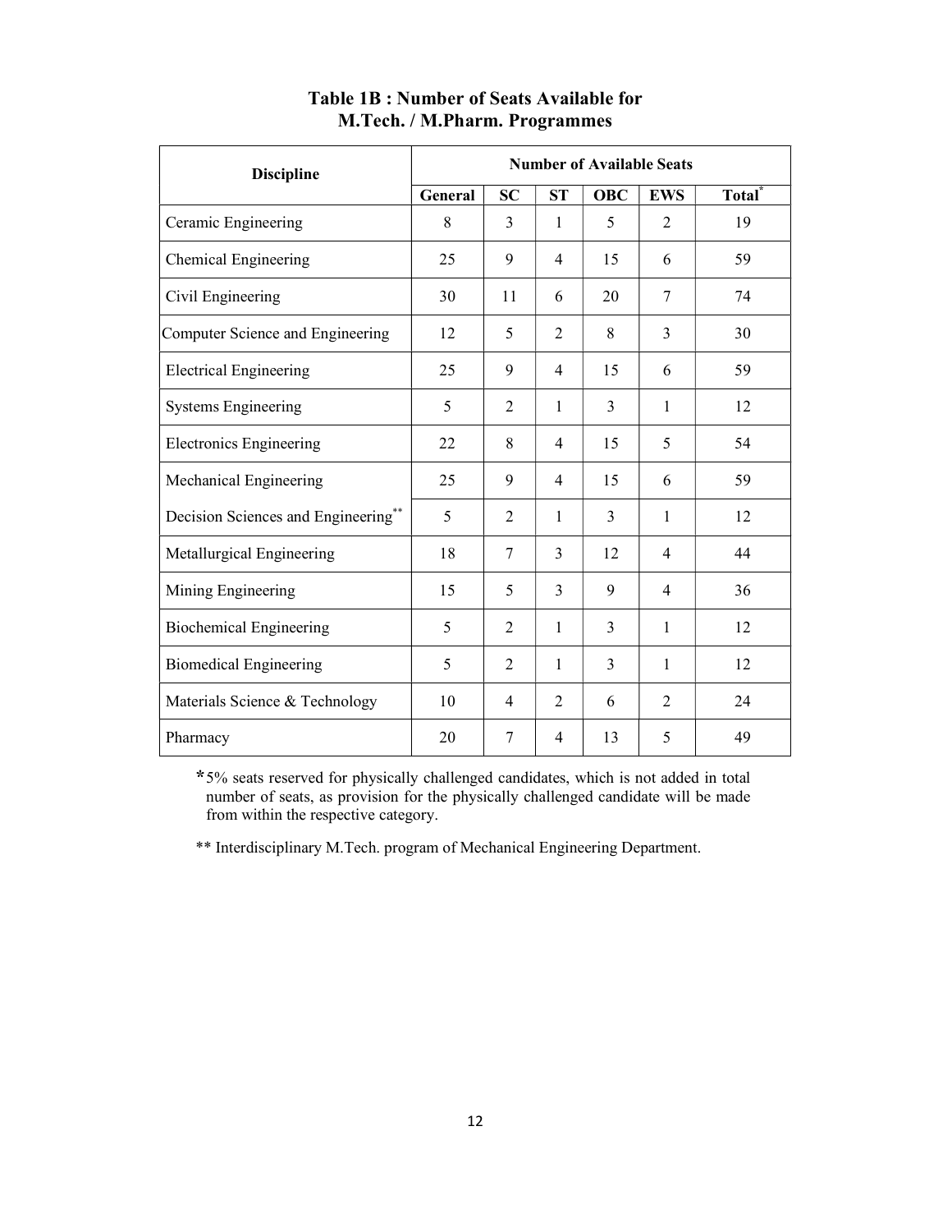**Table 1B : Number of Seats Available for M.Tech. / M.Pharm. Programmes**

| Discipline | Number of Available Seats | | | | | |
|---|---|---|---|---|---|---|
| | General | SC | ST | OBC | EWS | Total* |
| Ceramic Engineering | 8 | 3 | 1 | 5 | 2 | 19 |
| Chemical Engineering | 25 | 9 | 4 | 15 | 6 | 59 |
| Civil Engineering | 30 | 11 | 6 | 20 | 7 | 74 |
| Computer Science and Engineering | 12 | 5 | 2 | 8 | 3 | 30 |
| Electrical Engineering | 25 | 9 | 4 | 15 | 6 | 59 |
| Systems Engineering | 5 | 2 | 1 | 3 | 1 | 12 |
| Electronics Engineering | 22 | 8 | 4 | 15 | 5 | 54 |
| Mechanical Engineering | 25 | 9 | 4 | 15 | 6 | 59 |
| Decision Sciences and Engineering** | 5 | 2 | 1 | 3 | 1 | 12 |
| Metallurgical Engineering | 18 | 7 | 3 | 12 | 4 | 44 |
| Mining Engineering | 15 | 5 | 3 | 9 | 4 | 36 |
| Biochemical Engineering | 5 | 2 | 1 | 3 | 1 | 12 |
| Biomedical Engineering | 5 | 2 | 1 | 3 | 1 | 12 |
| Materials Science & Technology | 10 | 4 | 2 | 6 | 2 | 24 |
| Pharmacy | 20 | 7 | 4 | 13 | 5 | 49 |

*5% seats reserved for physically challenged candidates, which is not added in total number of seats, as provision for the physically challenged candidate will be made from within the respective category.

** Interdisciplinary M.Tech. program of Mechanical Engineering Department.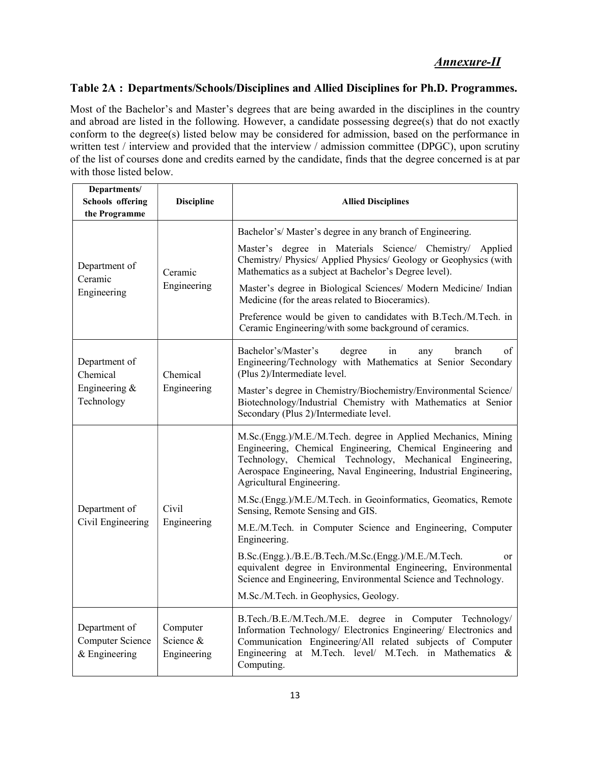***Annexure-II***

## Table 2A : Departments/Schools/Disciplines and Allied Disciplines for Ph.D. Programmes.

Most of the Bachelor's and Master's degrees that are being awarded in the disciplines in the country and abroad are listed in the following. However, a candidate possessing degree(s) that do not exactly conform to the degree(s) listed below may be considered for admission, based on the performance in written test / interview and provided that the interview / admission committee (DPGC), upon scrutiny of the list of courses done and credits earned by the candidate, finds that the degree concerned is at par with those listed below.

| Departments/ Schools offering the Programme | Discipline | Allied Disciplines |
|---|---|---|
| Department of Ceramic Engineering | Ceramic Engineering | Bachelor's/ Master's degree in any branch of Engineering.<br><br>Master's degree in Materials Science/ Chemistry/ Applied Chemistry/ Physics/ Applied Physics/ Geology or Geophysics (with Mathematics as a subject at Bachelor's Degree level).<br><br>Master's degree in Biological Sciences/ Modern Medicine/ Indian Medicine (for the areas related to Bioceramics).<br><br>Preference would be given to candidates with B.Tech./M.Tech. in Ceramic Engineering/with some background of ceramics. |
| Department of Chemical Engineering & Technology | Chemical Engineering | Bachelor's/Master's degree in any branch of Engineering/Technology with Mathematics at Senior Secondary (Plus 2)/Intermediate level.<br><br>Master's degree in Chemistry/Biochemistry/Environmental Science/ Biotechnology/Industrial Chemistry with Mathematics at Senior Secondary (Plus 2)/Intermediate level. |
| Department of Civil Engineering | Civil Engineering | M.Sc.(Engg.)/M.E./M.Tech. degree in Applied Mechanics, Mining Engineering, Chemical Engineering, Chemical Engineering and Technology, Chemical Technology, Mechanical Engineering, Aerospace Engineering, Naval Engineering, Industrial Engineering, Agricultural Engineering.<br><br>M.Sc.(Engg.)/M.E./M.Tech. in Geoinformatics, Geomatics, Remote Sensing, Remote Sensing and GIS.<br><br>M.E./M.Tech. in Computer Science and Engineering, Computer Engineering.<br><br>B.Sc.(Engg.)./B.E./B.Tech./M.Sc.(Engg.)/M.E./M.Tech. or equivalent degree in Environmental Engineering, Environmental Science and Engineering, Environmental Science and Technology.<br><br>M.Sc./M.Tech. in Geophysics, Geology. |
| Department of Computer Science & Engineering | Computer Science & Engineering | B.Tech./B.E./M.Tech./M.E. degree in Computer Technology/ Information Technology/ Electronics Engineering/ Electronics and Communication Engineering/All related subjects of Computer Engineering at M.Tech. level/ M.Tech. in Mathematics & Computing. |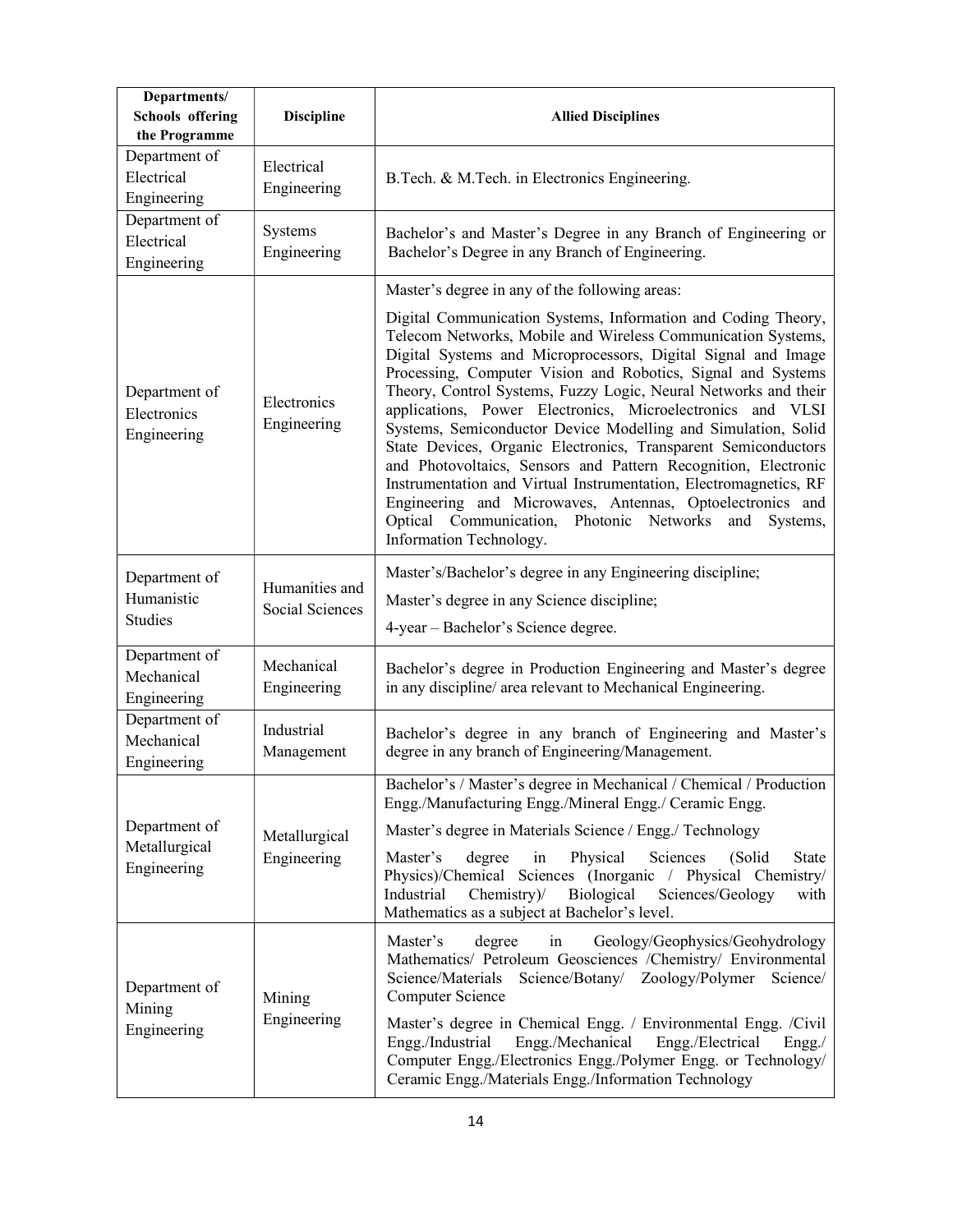| Departments/ Schools offering the Programme | Discipline | Allied Disciplines |
|---|---|---|
| Department of Electrical Engineering | Electrical Engineering | B.Tech. & M.Tech. in Electronics Engineering. |
| Department of Electrical Engineering | Systems Engineering | Bachelor's and Master's Degree in any Branch of Engineering or Bachelor's Degree in any Branch of Engineering. |
| Department of Electronics Engineering | Electronics Engineering | Master's degree in any of the following areas:<br><br>Digital Communication Systems, Information and Coding Theory, Telecom Networks, Mobile and Wireless Communication Systems, Digital Systems and Microprocessors, Digital Signal and Image Processing, Computer Vision and Robotics, Signal and Systems Theory, Control Systems, Fuzzy Logic, Neural Networks and their applications, Power Electronics, Microelectronics and VLSI Systems, Semiconductor Device Modelling and Simulation, Solid State Devices, Organic Electronics, Transparent Semiconductors and Photovoltaics, Sensors and Pattern Recognition, Electronic Instrumentation and Virtual Instrumentation, Electromagnetics, RF Engineering and Microwaves, Antennas, Optoelectronics and Optical Communication, Photonic Networks and Systems, Information Technology. |
| Department of Humanistic Studies | Humanities and Social Sciences | Master's/Bachelor's degree in any Engineering discipline;<br><br>Master's degree in any Science discipline;<br><br>4-year – Bachelor's Science degree. |
| Department of Mechanical Engineering | Mechanical Engineering | Bachelor's degree in Production Engineering and Master's degree in any discipline/ area relevant to Mechanical Engineering. |
| Department of Mechanical Engineering | Industrial Management | Bachelor's degree in any branch of Engineering and Master's degree in any branch of Engineering/Management. |
| Department of Metallurgical Engineering | Metallurgical Engineering | Bachelor's / Master's degree in Mechanical / Chemical / Production Engg./Manufacturing Engg./Mineral Engg./ Ceramic Engg.<br><br>Master's degree in Materials Science / Engg./ Technology<br><br>Master's degree in Physical Sciences (Solid State Physics)/Chemical Sciences (Inorganic / Physical Chemistry/ Industrial Chemistry)/ Biological Sciences/Geology with Mathematics as a subject at Bachelor's level. |
| Department of Mining Engineering | Mining Engineering | Master's degree in Geology/Geophysics/Geohydrology Mathematics/ Petroleum Geosciences /Chemistry/ Environmental Science/Materials Science/Botany/ Zoology/Polymer Science/ Computer Science<br><br>Master's degree in Chemical Engg. / Environmental Engg. /Civil Engg./Industrial Engg./Mechanical Engg./Electrical Engg./ Computer Engg./Electronics Engg./Polymer Engg. or Technology/ Ceramic Engg./Materials Engg./Information Technology |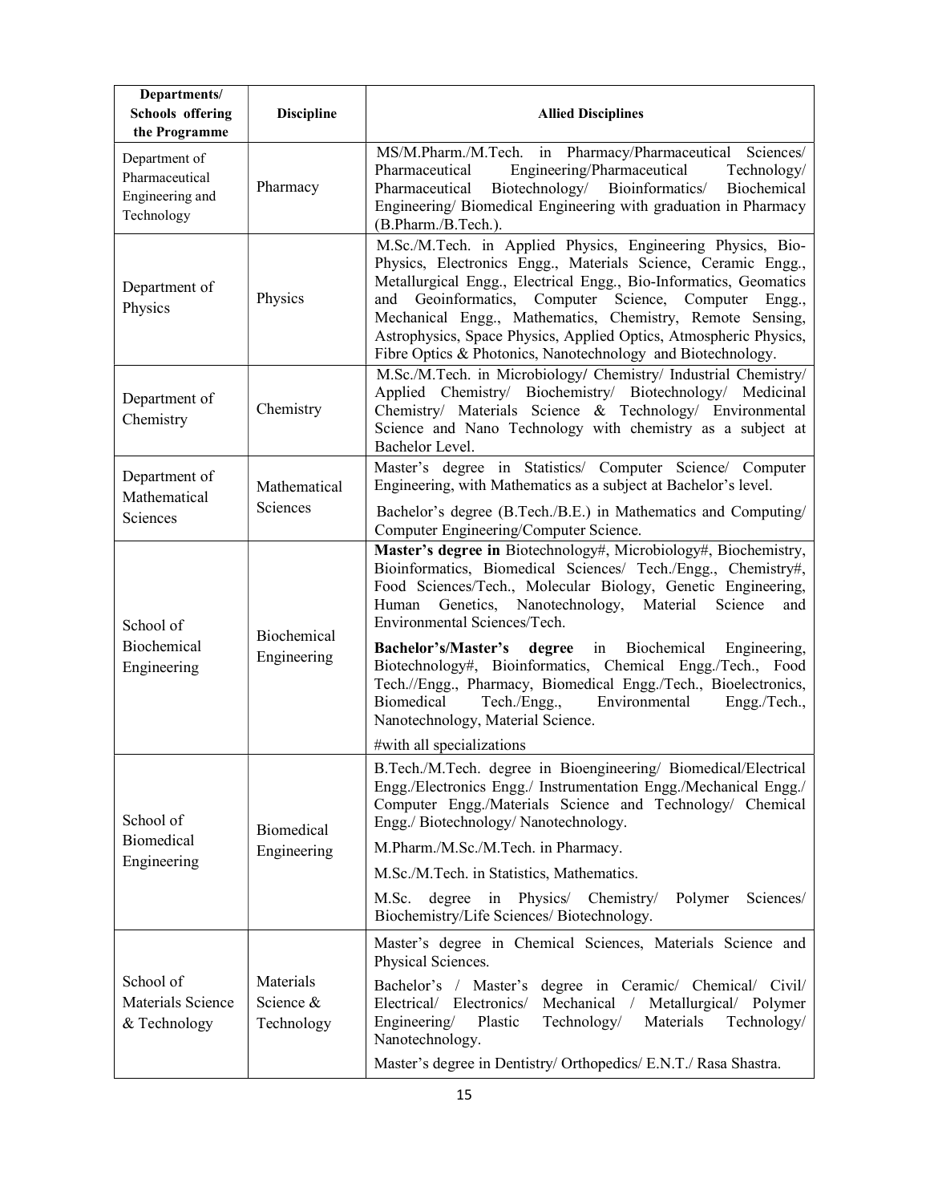| Departments/ Schools offering the Programme | Discipline | Allied Disciplines |
|---|---|---|
| Department of Pharmaceutical Engineering and Technology | Pharmacy | MS/M.Pharm./M.Tech. in Pharmacy/Pharmaceutical Sciences/ Pharmaceutical Engineering/Pharmaceutical Technology/ Pharmaceutical Biotechnology/ Bioinformatics/ Biochemical Engineering/ Biomedical Engineering with graduation in Pharmacy (B.Pharm./B.Tech.). |
| Department of Physics | Physics | M.Sc./M.Tech. in Applied Physics, Engineering Physics, Bio-Physics, Electronics Engg., Materials Science, Ceramic Engg., Metallurgical Engg., Electrical Engg., Bio-Informatics, Geomatics and Geoinformatics, Computer Science, Computer Engg., Mechanical Engg., Mathematics, Chemistry, Remote Sensing, Astrophysics, Space Physics, Applied Optics, Atmospheric Physics, Fibre Optics & Photonics, Nanotechnology and Biotechnology. |
| Department of Chemistry | Chemistry | M.Sc./M.Tech. in Microbiology/ Chemistry/ Industrial Chemistry/ Applied Chemistry/ Biochemistry/ Biotechnology/ Medicinal Chemistry/ Materials Science & Technology/ Environmental Science and Nano Technology with chemistry as a subject at Bachelor Level. |
| Department of Mathematical Sciences | Mathematical Sciences | Master's degree in Statistics/ Computer Science/ Computer Engineering, with Mathematics as a subject at Bachelor's level.<br><br>Bachelor's degree (B.Tech./B.E.) in Mathematics and Computing/ Computer Engineering/Computer Science. |
| School of Biochemical Engineering | Biochemical Engineering | **Master's degree in** Biotechnology#, Microbiology#, Biochemistry, Bioinformatics, Biomedical Sciences/ Tech./Engg., Chemistry#, Food Sciences/Tech., Molecular Biology, Genetic Engineering, Human Genetics, Nanotechnology, Material Science and Environmental Sciences/Tech.<br><br>**Bachelor's/Master's degree** in Biochemical Engineering, Biotechnology#, Bioinformatics, Chemical Engg./Tech., Food Tech.//Engg., Pharmacy, Biomedical Engg./Tech., Bioelectronics, Biomedical Tech./Engg., Environmental Engg./Tech., Nanotechnology, Material Science.<br><br>#with all specializations |
| School of Biomedical Engineering | Biomedical Engineering | B.Tech./M.Tech. degree in Bioengineering/ Biomedical/Electrical Engg./Electronics Engg./ Instrumentation Engg./Mechanical Engg./ Computer Engg./Materials Science and Technology/ Chemical Engg./ Biotechnology/ Nanotechnology.<br><br>M.Pharm./M.Sc./M.Tech. in Pharmacy.<br><br>M.Sc./M.Tech. in Statistics, Mathematics.<br><br>M.Sc. degree in Physics/ Chemistry/ Polymer Sciences/ Biochemistry/Life Sciences/ Biotechnology. |
| School of Materials Science & Technology | Materials Science & Technology | Master's degree in Chemical Sciences, Materials Science and Physical Sciences.<br><br>Bachelor's / Master's degree in Ceramic/ Chemical/ Civil/ Electrical/ Electronics/ Mechanical / Metallurgical/ Polymer Engineering/ Plastic Technology/ Materials Technology/ Nanotechnology.<br><br>Master's degree in Dentistry/ Orthopedics/ E.N.T./ Rasa Shastra. |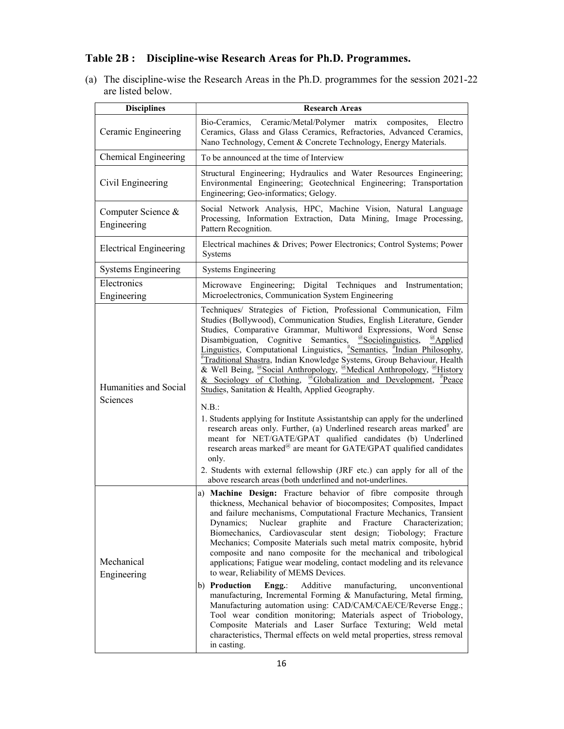## Table 2B : Discipline-wise Research Areas for Ph.D. Programmes.

(a) The discipline-wise the Research Areas in the Ph.D. programmes for the session 2021-22 are listed below.

| Disciplines | Research Areas |
|---|---|
| Ceramic Engineering | Bio-Ceramics, Ceramic/Metal/Polymer matrix composites, Electro Ceramics, Glass and Glass Ceramics, Refractories, Advanced Ceramics, Nano Technology, Cement & Concrete Technology, Energy Materials. |
| Chemical Engineering | To be announced at the time of Interview |
| Civil Engineering | Structural Engineering; Hydraulics and Water Resources Engineering; Environmental Engineering; Geotechnical Engineering; Transportation Engineering; Geo-informatics; Gelogy. |
| Computer Science & Engineering | Social Network Analysis, HPC, Machine Vision, Natural Language Processing, Information Extraction, Data Mining, Image Processing, Pattern Recognition. |
| Electrical Engineering | Electrical machines & Drives; Power Electronics; Control Systems; Power Systems |
| Systems Engineering | Systems Engineering |
| Electronics Engineering | Microwave Engineering; Digital Techniques and Instrumentation; Microelectronics, Communication System Engineering |
| Humanities and Social Sciences | Techniques/ Strategies of Fiction, Professional Communication, Film Studies (Bollywood), Communication Studies, English Literature, Gender Studies, Comparative Grammar, Multiword Expressions, Word Sense Disambiguation, Cognitive Semantics, @<u>Sociolinguistics</u>, @<u>Applied Linguistics</u>, Computational Linguistics, #<u>Semantics</u>, #<u>Indian Philosophy</u>, #<u>Traditional Shastra</u>, Indian Knowledge Systems, Group Behaviour, Health & Well Being, @<u>Social Anthropology</u>, @<u>Medical Anthropology</u>, @<u>History & Sociology of Clothing</u>, @<u>Globalization and Development</u>, #<u>Peace Studie</u>s, Sanitation & Health, Applied Geography.<br><br>N.B.:<br>1. Students applying for Institute Assistantship can apply for the underlined research areas only. Further, (a) Underlined research areas marked# are meant for NET/GATE/GPAT qualified candidates (b) Underlined research areas marked@ are meant for GATE/GPAT qualified candidates only.<br>2. Students with external fellowship (JRF etc.) can apply for all of the above research areas (both underlined and not-underlines. |
| Mechanical Engineering | a) **Machine Design:** Fracture behavior of fibre composite through thickness, Mechanical behavior of biocomposites; Composites, Impact and failure mechanisms, Computational Fracture Mechanics, Transient Dynamics; Nuclear graphite and Fracture Characterization; Biomechanics, Cardiovascular stent design; Tiobology; Fracture Mechanics; Composite Materials such metal matrix composite, hybrid composite and nano composite for the mechanical and tribological applications; Fatigue wear modeling, contact modeling and its relevance to wear, Reliability of MEMS Devices.<br>b) **Production Engg.**: Additive manufacturing, unconventional manufacturing, Incremental Forming & Manufacturing, Metal firming, Manufacturing automation using: CAD/CAM/CAE/CE/Reverse Engg.; Tool wear condition monitoring; Materials aspect of Triobology, Composite Materials and Laser Surface Texturing; Weld metal characteristics, Thermal effects on weld metal properties, stress removal in casting. |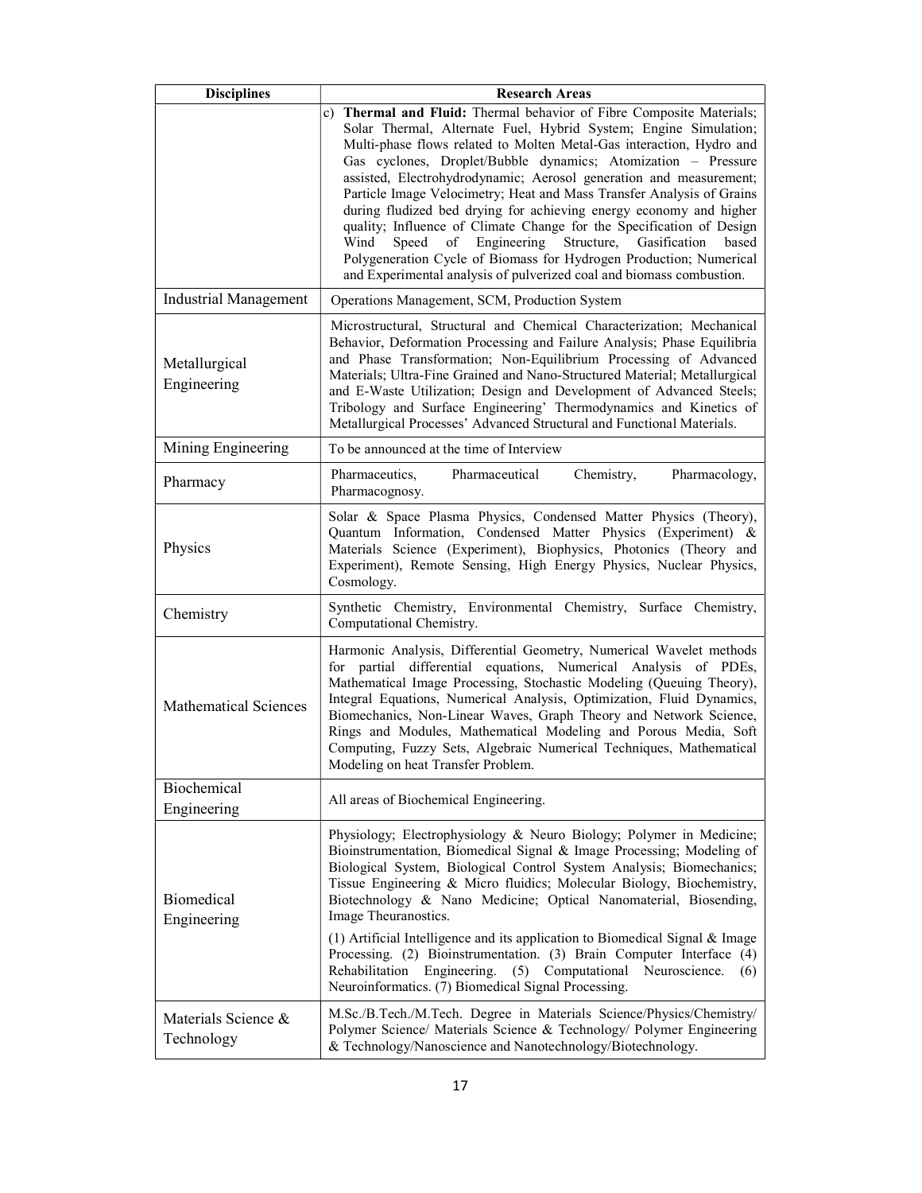| Disciplines | Research Areas |
|---|---|
| | c) **Thermal and Fluid:** Thermal behavior of Fibre Composite Materials; Solar Thermal, Alternate Fuel, Hybrid System; Engine Simulation; Multi-phase flows related to Molten Metal-Gas interaction, Hydro and Gas cyclones, Droplet/Bubble dynamics; Atomization – Pressure assisted, Electrohydrodynamic; Aerosol generation and measurement; Particle Image Velocimetry; Heat and Mass Transfer Analysis of Grains during fludized bed drying for achieving energy economy and higher quality; Influence of Climate Change for the Specification of Design Wind Speed of Engineering Structure, Gasification based Polygeneration Cycle of Biomass for Hydrogen Production; Numerical and Experimental analysis of pulverized coal and biomass combustion. |
| Industrial Management | Operations Management, SCM, Production System |
| Metallurgical Engineering | Microstructural, Structural and Chemical Characterization; Mechanical Behavior, Deformation Processing and Failure Analysis; Phase Equilibria and Phase Transformation; Non-Equilibrium Processing of Advanced Materials; Ultra-Fine Grained and Nano-Structured Material; Metallurgical and E-Waste Utilization; Design and Development of Advanced Steels; Tribology and Surface Engineering' Thermodynamics and Kinetics of Metallurgical Processes' Advanced Structural and Functional Materials. |
| Mining Engineering | To be announced at the time of Interview |
| Pharmacy | Pharmaceutics, Pharmaceutical Chemistry, Pharmacology, Pharmacognosy. |
| Physics | Solar & Space Plasma Physics, Condensed Matter Physics (Theory), Quantum Information, Condensed Matter Physics (Experiment) & Materials Science (Experiment), Biophysics, Photonics (Theory and Experiment), Remote Sensing, High Energy Physics, Nuclear Physics, Cosmology. |
| Chemistry | Synthetic Chemistry, Environmental Chemistry, Surface Chemistry, Computational Chemistry. |
| Mathematical Sciences | Harmonic Analysis, Differential Geometry, Numerical Wavelet methods for partial differential equations, Numerical Analysis of PDEs, Mathematical Image Processing, Stochastic Modeling (Queuing Theory), Integral Equations, Numerical Analysis, Optimization, Fluid Dynamics, Biomechanics, Non-Linear Waves, Graph Theory and Network Science, Rings and Modules, Mathematical Modeling and Porous Media, Soft Computing, Fuzzy Sets, Algebraic Numerical Techniques, Mathematical Modeling on heat Transfer Problem. |
| Biochemical Engineering | All areas of Biochemical Engineering. |
| Biomedical Engineering | Physiology; Electrophysiology & Neuro Biology; Polymer in Medicine; Bioinstrumentation, Biomedical Signal & Image Processing; Modeling of Biological System, Biological Control System Analysis; Biomechanics; Tissue Engineering & Micro fluidics; Molecular Biology, Biochemistry, Biotechnology & Nano Medicine; Optical Nanomaterial, Biosending, Image Theuranostics.<br><br>(1) Artificial Intelligence and its application to Biomedical Signal & Image Processing. (2) Bioinstrumentation. (3) Brain Computer Interface (4) Rehabilitation Engineering. (5) Computational Neuroscience. (6) Neuroinformatics. (7) Biomedical Signal Processing. |
| Materials Science & Technology | M.Sc./B.Tech./M.Tech. Degree in Materials Science/Physics/Chemistry/ Polymer Science/ Materials Science & Technology/ Polymer Engineering & Technology/Nanoscience and Nanotechnology/Biotechnology. |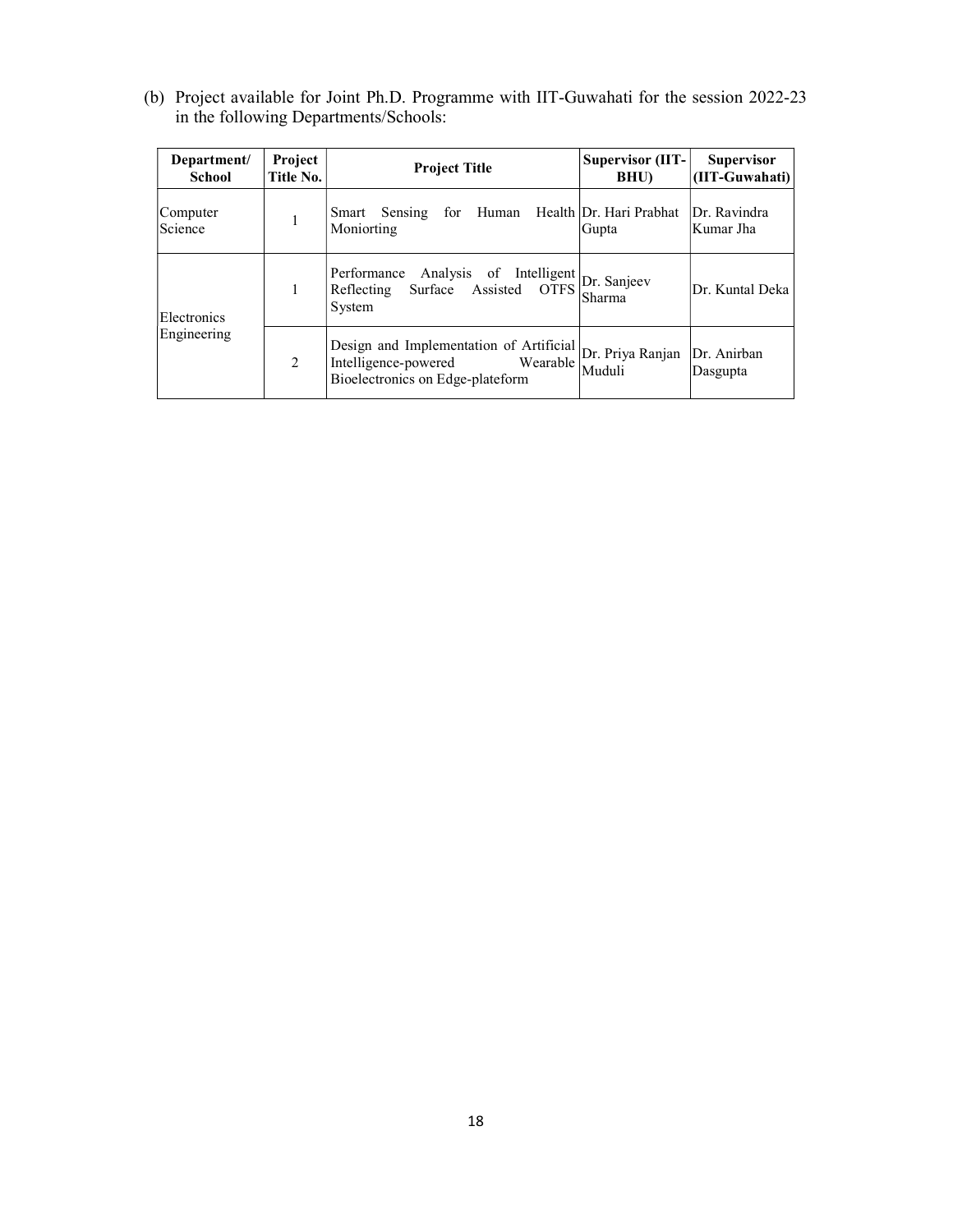(b) Project available for Joint Ph.D. Programme with IIT-Guwahati for the session 2022-23 in the following Departments/Schools:

| Department/ School | Project Title No. | Project Title | Supervisor (IIT-BHU) | Supervisor (IIT-Guwahati) |
|---|---|---|---|---|
| Computer Science | 1 | Smart Sensing for Human Health Moniorting | Dr. Hari Prabhat Gupta | Dr. Ravindra Kumar Jha |
| Electronics Engineering | 1 | Performance Analysis of Intelligent Reflecting Surface Assisted OTFS System | Dr. Sanjeev Sharma | Dr. Kuntal Deka |
| | 2 | Design and Implementation of Artificial Intelligence-powered Wearable Bioelectronics on Edge-plateform | Dr. Priya Ranjan Muduli | Dr. Anirban Dasgupta |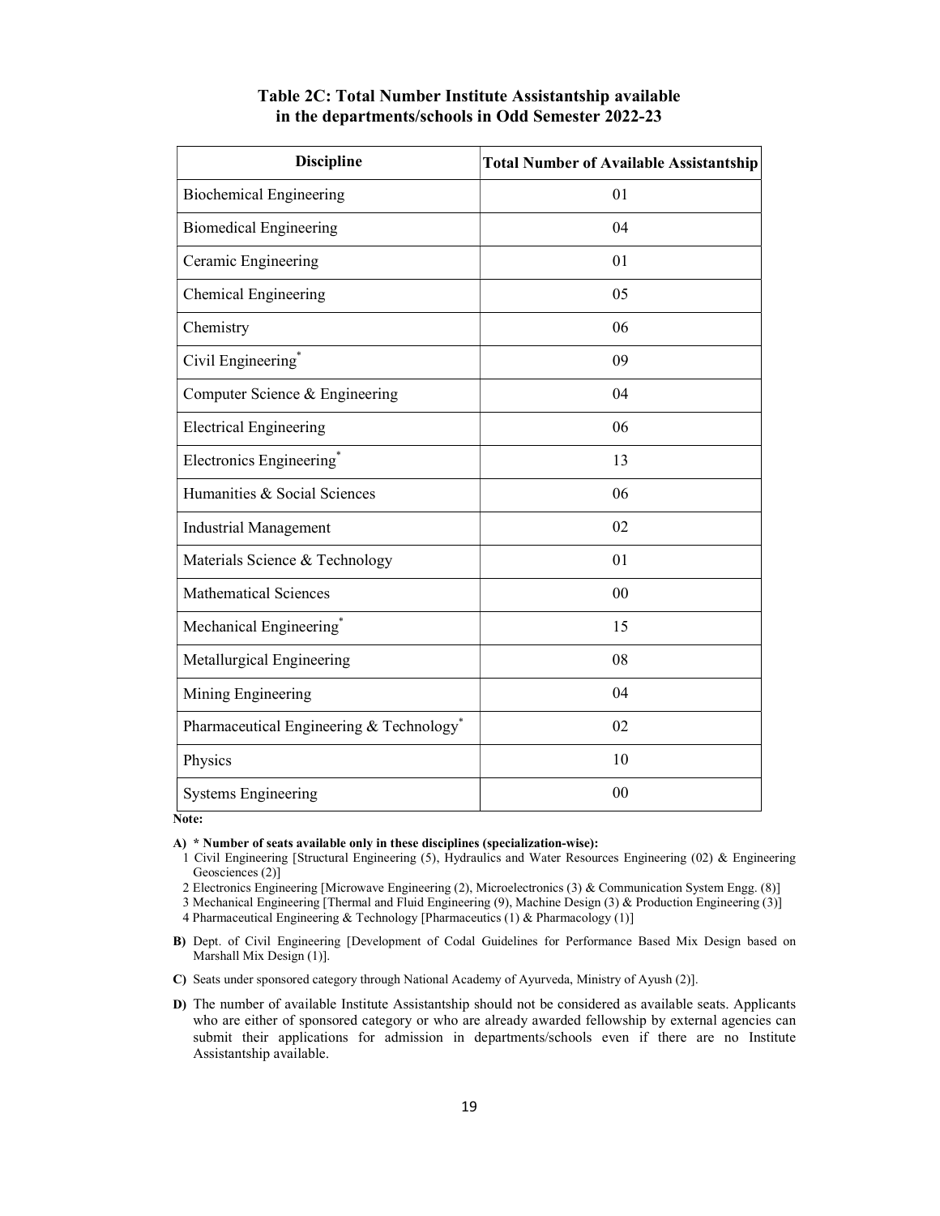**Table 2C: Total Number Institute Assistantship available in the departments/schools in Odd Semester 2022-23**

| Discipline | Total Number of Available Assistantship |
|---|---|
| Biochemical Engineering | 01 |
| Biomedical Engineering | 04 |
| Ceramic Engineering | 01 |
| Chemical Engineering | 05 |
| Chemistry | 06 |
| Civil Engineering* | 09 |
| Computer Science & Engineering | 04 |
| Electrical Engineering | 06 |
| Electronics Engineering* | 13 |
| Humanities & Social Sciences | 06 |
| Industrial Management | 02 |
| Materials Science & Technology | 01 |
| Mathematical Sciences | 00 |
| Mechanical Engineering* | 15 |
| Metallurgical Engineering | 08 |
| Mining Engineering | 04 |
| Pharmaceutical Engineering & Technology* | 02 |
| Physics | 10 |
| Systems Engineering | 00 |

**Note:**

**A) * Number of seats available only in these disciplines (specialization-wise):**

1 Civil Engineering [Structural Engineering (5), Hydraulics and Water Resources Engineering (02) & Engineering Geosciences (2)]

2 Electronics Engineering [Microwave Engineering (2), Microelectronics (3) & Communication System Engg. (8)]

3 Mechanical Engineering [Thermal and Fluid Engineering (9), Machine Design (3) & Production Engineering (3)]

4 Pharmaceutical Engineering & Technology [Pharmaceutics (1) & Pharmacology (1)]

**B)** Dept. of Civil Engineering [Development of Codal Guidelines for Performance Based Mix Design based on Marshall Mix Design (1)].

**C)** Seats under sponsored category through National Academy of Ayurveda, Ministry of Ayush (2)].

**D)** The number of available Institute Assistantship should not be considered as available seats. Applicants who are either of sponsored category or who are already awarded fellowship by external agencies can submit their applications for admission in departments/schools even if there are no Institute Assistantship available.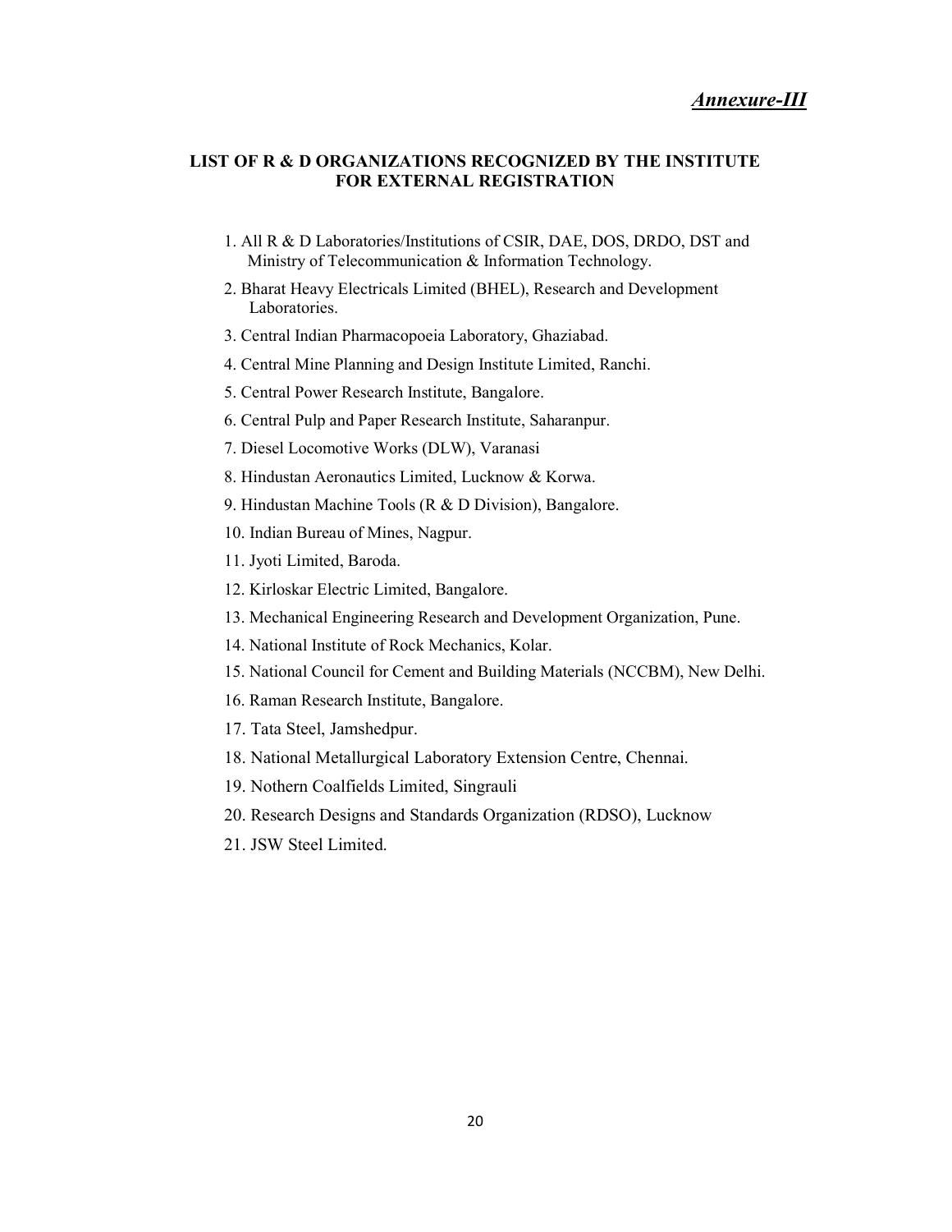*Annexure-III*

## LIST OF R & D ORGANIZATIONS RECOGNIZED BY THE INSTITUTE FOR EXTERNAL REGISTRATION

1. All R & D Laboratories/Institutions of CSIR, DAE, DOS, DRDO, DST and Ministry of Telecommunication & Information Technology.
2. Bharat Heavy Electricals Limited (BHEL), Research and Development Laboratories.
3. Central Indian Pharmacopoeia Laboratory, Ghaziabad.
4. Central Mine Planning and Design Institute Limited, Ranchi.
5. Central Power Research Institute, Bangalore.
6. Central Pulp and Paper Research Institute, Saharanpur.
7. Diesel Locomotive Works (DLW), Varanasi
8. Hindustan Aeronautics Limited, Lucknow & Korwa.
9. Hindustan Machine Tools (R & D Division), Bangalore.
10. Indian Bureau of Mines, Nagpur.
11. Jyoti Limited, Baroda.
12. Kirloskar Electric Limited, Bangalore.
13. Mechanical Engineering Research and Development Organization, Pune.
14. National Institute of Rock Mechanics, Kolar.
15. National Council for Cement and Building Materials (NCCBM), New Delhi.
16. Raman Research Institute, Bangalore.
17. Tata Steel, Jamshedpur.
18. National Metallurgical Laboratory Extension Centre, Chennai.
19. Nothern Coalfields Limited, Singrauli
20. Research Designs and Standards Organization (RDSO), Lucknow
21. JSW Steel Limited.